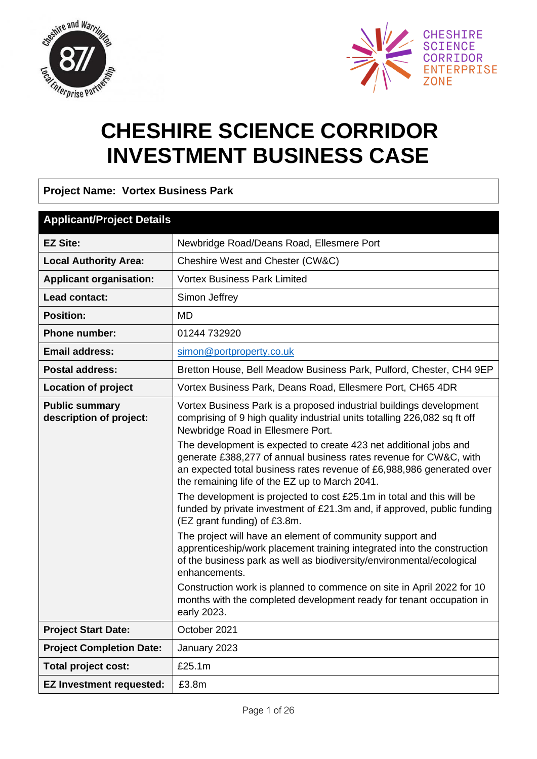# CHESHIRE SCIENCE CORRIDOR INVESTMENT BUSINESS CASE

**Project Name: Vortex Business Park**

| Applicant/Project Details | |
|---|---|
| **EZ Site:** | Newbridge Road/Deans Road, Ellesmere Port |
| **Local Authority Area:** | Cheshire West and Chester (CW&C) |
| **Applicant organisation:** | Vortex Business Park Limited |
| **Lead contact:** | Simon Jeffrey |
| **Position:** | MD |
| **Phone number:** | 01244 732920 |
| **Email address:** | simon@portproperty.co.uk |
| **Postal address:** | Bretton House, Bell Meadow Business Park, Pulford, Chester, CH4 9EP |
| **Location of project** | Vortex Business Park, Deans Road, Ellesmere Port, CH65 4DR |
| **Public summary description of project:** | Vortex Business Park is a proposed industrial buildings development comprising of 9 high quality industrial units totalling 226,082 sq ft off Newbridge Road in Ellesmere Port.<br><br>The development is expected to create 423 net additional jobs and generate £388,277 of annual business rates revenue for CW&C, with an expected total business rates revenue of £6,988,986 generated over the remaining life of the EZ up to March 2041.<br><br>The development is projected to cost £25.1m in total and this will be funded by private investment of £21.3m and, if approved, public funding (EZ grant funding) of £3.8m.<br><br>The project will have an element of community support and apprenticeship/work placement training integrated into the construction of the business park as well as biodiversity/environmental/ecological enhancements.<br><br>Construction work is planned to commence on site in April 2022 for 10 months with the completed development ready for tenant occupation in early 2023. |
| **Project Start Date:** | October 2021 |
| **Project Completion Date:** | January 2023 |
| **Total project cost:** | £25.1m |
| **EZ Investment requested:** | £3.8m |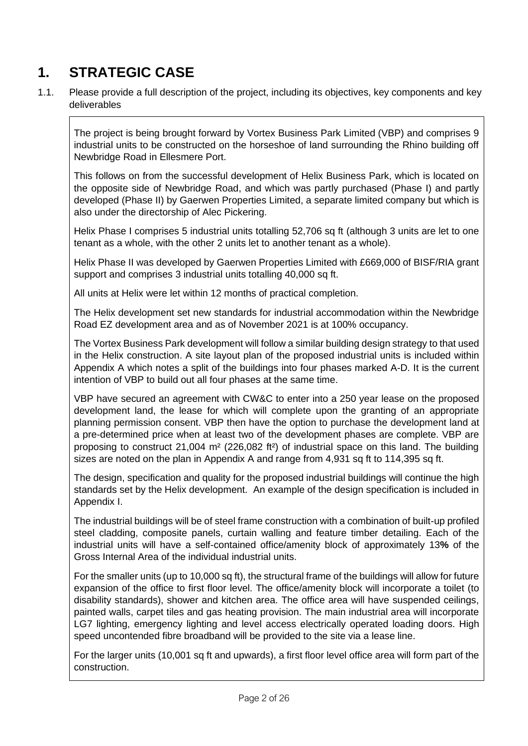# 1. STRATEGIC CASE

1.1. Please provide a full description of the project, including its objectives, key components and key deliverables

The project is being brought forward by Vortex Business Park Limited (VBP) and comprises 9 industrial units to be constructed on the horseshoe of land surrounding the Rhino building off Newbridge Road in Ellesmere Port.

This follows on from the successful development of Helix Business Park, which is located on the opposite side of Newbridge Road, and which was partly purchased (Phase I) and partly developed (Phase II) by Gaerwen Properties Limited, a separate limited company but which is also under the directorship of Alec Pickering.

Helix Phase I comprises 5 industrial units totalling 52,706 sq ft (although 3 units are let to one tenant as a whole, with the other 2 units let to another tenant as a whole).

Helix Phase II was developed by Gaerwen Properties Limited with £669,000 of BISF/RIA grant support and comprises 3 industrial units totalling 40,000 sq ft.

All units at Helix were let within 12 months of practical completion.

The Helix development set new standards for industrial accommodation within the Newbridge Road EZ development area and as of November 2021 is at 100% occupancy.

The Vortex Business Park development will follow a similar building design strategy to that used in the Helix construction. A site layout plan of the proposed industrial units is included within Appendix A which notes a split of the buildings into four phases marked A-D. It is the current intention of VBP to build out all four phases at the same time.

VBP have secured an agreement with CW&C to enter into a 250 year lease on the proposed development land, the lease for which will complete upon the granting of an appropriate planning permission consent. VBP then have the option to purchase the development land at a pre-determined price when at least two of the development phases are complete. VBP are proposing to construct 21,004 m² (226,082 ft²) of industrial space on this land. The building sizes are noted on the plan in Appendix A and range from 4,931 sq ft to 114,395 sq ft.

The design, specification and quality for the proposed industrial buildings will continue the high standards set by the Helix development. An example of the design specification is included in Appendix I.

The industrial buildings will be of steel frame construction with a combination of built-up profiled steel cladding, composite panels, curtain walling and feature timber detailing. Each of the industrial units will have a self-contained office/amenity block of approximately 13**%** of the Gross Internal Area of the individual industrial units.

For the smaller units (up to 10,000 sq ft), the structural frame of the buildings will allow for future expansion of the office to first floor level. The office/amenity block will incorporate a toilet (to disability standards), shower and kitchen area. The office area will have suspended ceilings, painted walls, carpet tiles and gas heating provision. The main industrial area will incorporate LG7 lighting, emergency lighting and level access electrically operated loading doors. High speed uncontended fibre broadband will be provided to the site via a lease line.

For the larger units (10,001 sq ft and upwards), a first floor level office area will form part of the construction.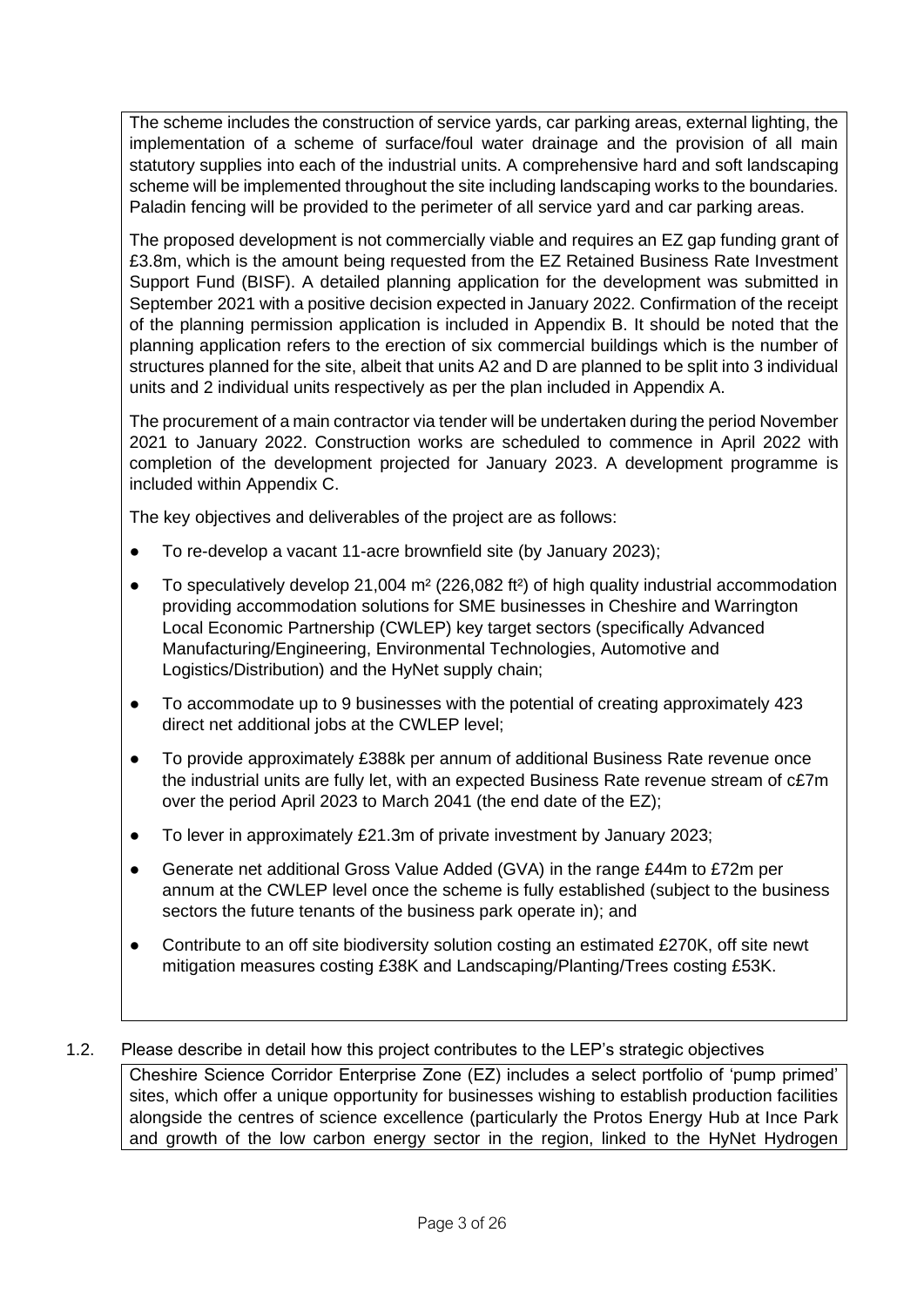The scheme includes the construction of service yards, car parking areas, external lighting, the implementation of a scheme of surface/foul water drainage and the provision of all main statutory supplies into each of the industrial units. A comprehensive hard and soft landscaping scheme will be implemented throughout the site including landscaping works to the boundaries. Paladin fencing will be provided to the perimeter of all service yard and car parking areas.

The proposed development is not commercially viable and requires an EZ gap funding grant of £3.8m, which is the amount being requested from the EZ Retained Business Rate Investment Support Fund (BISF). A detailed planning application for the development was submitted in September 2021 with a positive decision expected in January 2022. Confirmation of the receipt of the planning permission application is included in Appendix B. It should be noted that the planning application refers to the erection of six commercial buildings which is the number of structures planned for the site, albeit that units A2 and D are planned to be split into 3 individual units and 2 individual units respectively as per the plan included in Appendix A.

The procurement of a main contractor via tender will be undertaken during the period November 2021 to January 2022. Construction works are scheduled to commence in April 2022 with completion of the development projected for January 2023. A development programme is included within Appendix C.

The key objectives and deliverables of the project are as follows:

- To re-develop a vacant 11-acre brownfield site (by January 2023);
- To speculatively develop 21,004 m² (226,082 ft²) of high quality industrial accommodation providing accommodation solutions for SME businesses in Cheshire and Warrington Local Economic Partnership (CWLEP) key target sectors (specifically Advanced Manufacturing/Engineering, Environmental Technologies, Automotive and Logistics/Distribution) and the HyNet supply chain;
- To accommodate up to 9 businesses with the potential of creating approximately 423 direct net additional jobs at the CWLEP level;
- To provide approximately £388k per annum of additional Business Rate revenue once the industrial units are fully let, with an expected Business Rate revenue stream of c£7m over the period April 2023 to March 2041 (the end date of the EZ);
- To lever in approximately £21.3m of private investment by January 2023;
- Generate net additional Gross Value Added (GVA) in the range £44m to £72m per annum at the CWLEP level once the scheme is fully established (subject to the business sectors the future tenants of the business park operate in); and
- Contribute to an off site biodiversity solution costing an estimated £270K, off site newt mitigation measures costing £38K and Landscaping/Planting/Trees costing £53K.

1.2. Please describe in detail how this project contributes to the LEP's strategic objectives

Cheshire Science Corridor Enterprise Zone (EZ) includes a select portfolio of 'pump primed' sites, which offer a unique opportunity for businesses wishing to establish production facilities alongside the centres of science excellence (particularly the Protos Energy Hub at Ince Park and growth of the low carbon energy sector in the region, linked to the HyNet Hydrogen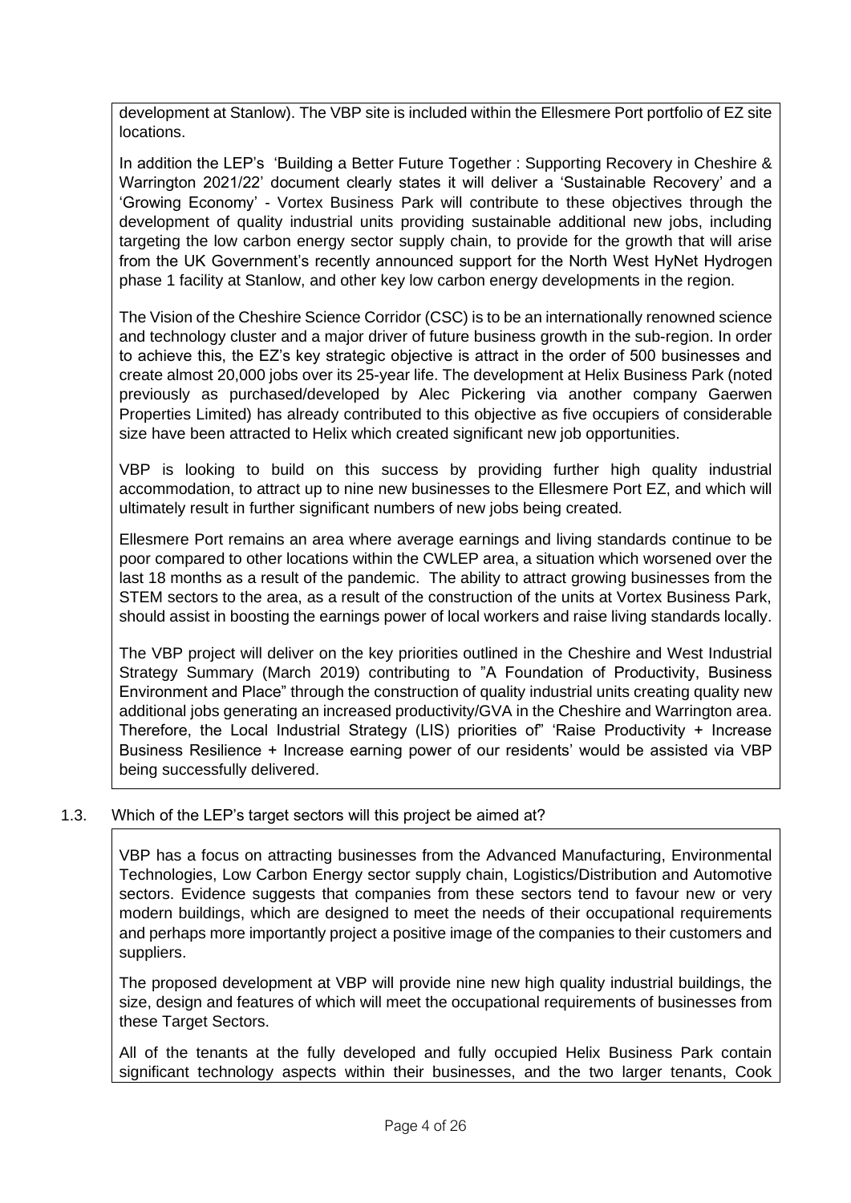development at Stanlow). The VBP site is included within the Ellesmere Port portfolio of EZ site locations.

In addition the LEP's 'Building a Better Future Together : Supporting Recovery in Cheshire & Warrington 2021/22' document clearly states it will deliver a 'Sustainable Recovery' and a 'Growing Economy' - Vortex Business Park will contribute to these objectives through the development of quality industrial units providing sustainable additional new jobs, including targeting the low carbon energy sector supply chain, to provide for the growth that will arise from the UK Government's recently announced support for the North West HyNet Hydrogen phase 1 facility at Stanlow, and other key low carbon energy developments in the region.

The Vision of the Cheshire Science Corridor (CSC) is to be an internationally renowned science and technology cluster and a major driver of future business growth in the sub-region. In order to achieve this, the EZ's key strategic objective is attract in the order of 500 businesses and create almost 20,000 jobs over its 25-year life. The development at Helix Business Park (noted previously as purchased/developed by Alec Pickering via another company Gaerwen Properties Limited) has already contributed to this objective as five occupiers of considerable size have been attracted to Helix which created significant new job opportunities.

VBP is looking to build on this success by providing further high quality industrial accommodation, to attract up to nine new businesses to the Ellesmere Port EZ, and which will ultimately result in further significant numbers of new jobs being created.

Ellesmere Port remains an area where average earnings and living standards continue to be poor compared to other locations within the CWLEP area, a situation which worsened over the last 18 months as a result of the pandemic. The ability to attract growing businesses from the STEM sectors to the area, as a result of the construction of the units at Vortex Business Park, should assist in boosting the earnings power of local workers and raise living standards locally.

The VBP project will deliver on the key priorities outlined in the Cheshire and West Industrial Strategy Summary (March 2019) contributing to "A Foundation of Productivity, Business Environment and Place" through the construction of quality industrial units creating quality new additional jobs generating an increased productivity/GVA in the Cheshire and Warrington area. Therefore, the Local Industrial Strategy (LIS) priorities of" 'Raise Productivity + Increase Business Resilience + Increase earning power of our residents' would be assisted via VBP being successfully delivered.

1.3. Which of the LEP's target sectors will this project be aimed at?

VBP has a focus on attracting businesses from the Advanced Manufacturing, Environmental Technologies, Low Carbon Energy sector supply chain, Logistics/Distribution and Automotive sectors. Evidence suggests that companies from these sectors tend to favour new or very modern buildings, which are designed to meet the needs of their occupational requirements and perhaps more importantly project a positive image of the companies to their customers and suppliers.

The proposed development at VBP will provide nine new high quality industrial buildings, the size, design and features of which will meet the occupational requirements of businesses from these Target Sectors.

All of the tenants at the fully developed and fully occupied Helix Business Park contain significant technology aspects within their businesses, and the two larger tenants, Cook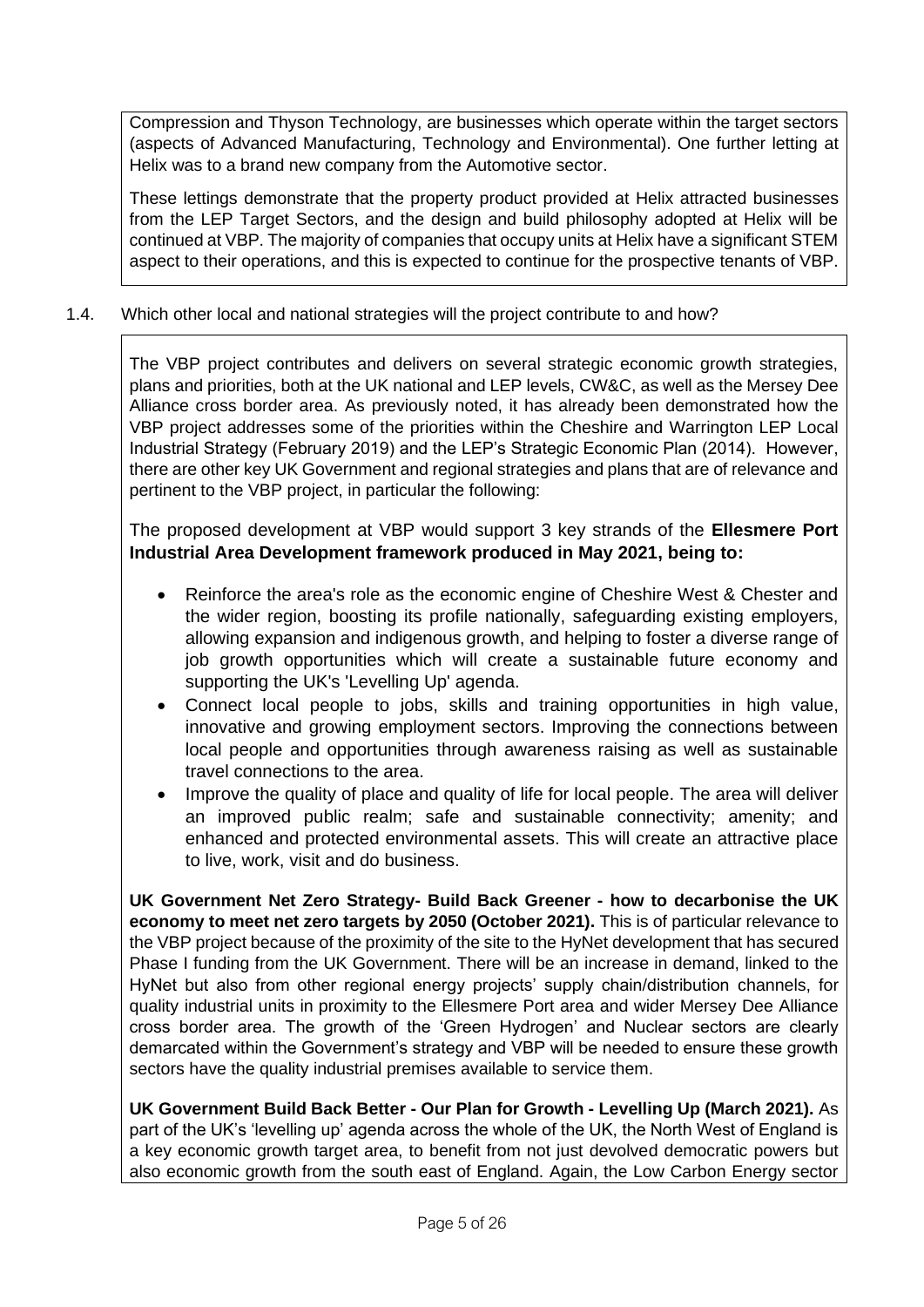Compression and Thyson Technology, are businesses which operate within the target sectors (aspects of Advanced Manufacturing, Technology and Environmental). One further letting at Helix was to a brand new company from the Automotive sector.

These lettings demonstrate that the property product provided at Helix attracted businesses from the LEP Target Sectors, and the design and build philosophy adopted at Helix will be continued at VBP. The majority of companies that occupy units at Helix have a significant STEM aspect to their operations, and this is expected to continue for the prospective tenants of VBP.

1.4. Which other local and national strategies will the project contribute to and how?

The VBP project contributes and delivers on several strategic economic growth strategies, plans and priorities, both at the UK national and LEP levels, CW&C, as well as the Mersey Dee Alliance cross border area. As previously noted, it has already been demonstrated how the VBP project addresses some of the priorities within the Cheshire and Warrington LEP Local Industrial Strategy (February 2019) and the LEP's Strategic Economic Plan (2014). However, there are other key UK Government and regional strategies and plans that are of relevance and pertinent to the VBP project, in particular the following:

The proposed development at VBP would support 3 key strands of the **Ellesmere Port Industrial Area Development framework produced in May 2021, being to:**

- Reinforce the area's role as the economic engine of Cheshire West & Chester and the wider region, boosting its profile nationally, safeguarding existing employers, allowing expansion and indigenous growth, and helping to foster a diverse range of job growth opportunities which will create a sustainable future economy and supporting the UK's 'Levelling Up' agenda.
- Connect local people to jobs, skills and training opportunities in high value, innovative and growing employment sectors. Improving the connections between local people and opportunities through awareness raising as well as sustainable travel connections to the area.
- Improve the quality of place and quality of life for local people. The area will deliver an improved public realm; safe and sustainable connectivity; amenity; and enhanced and protected environmental assets. This will create an attractive place to live, work, visit and do business.

**UK Government Net Zero Strategy- Build Back Greener - how to decarbonise the UK economy to meet net zero targets by 2050 (October 2021).** This is of particular relevance to the VBP project because of the proximity of the site to the HyNet development that has secured Phase I funding from the UK Government. There will be an increase in demand, linked to the HyNet but also from other regional energy projects' supply chain/distribution channels, for quality industrial units in proximity to the Ellesmere Port area and wider Mersey Dee Alliance cross border area. The growth of the 'Green Hydrogen' and Nuclear sectors are clearly demarcated within the Government's strategy and VBP will be needed to ensure these growth sectors have the quality industrial premises available to service them.

**UK Government Build Back Better - Our Plan for Growth - Levelling Up (March 2021).** As part of the UK's 'levelling up' agenda across the whole of the UK, the North West of England is a key economic growth target area, to benefit from not just devolved democratic powers but also economic growth from the south east of England. Again, the Low Carbon Energy sector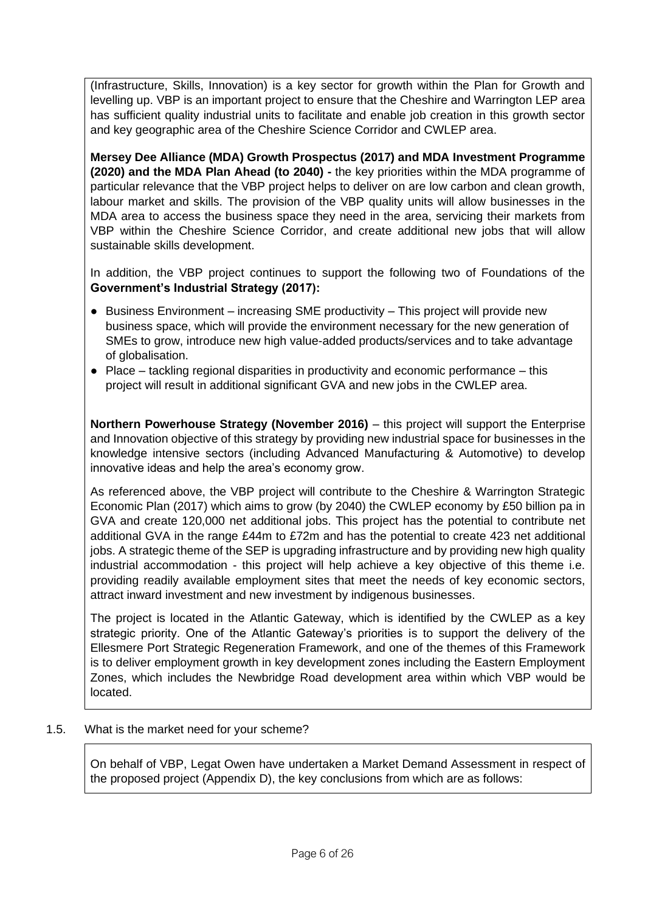(Infrastructure, Skills, Innovation) is a key sector for growth within the Plan for Growth and levelling up. VBP is an important project to ensure that the Cheshire and Warrington LEP area has sufficient quality industrial units to facilitate and enable job creation in this growth sector and key geographic area of the Cheshire Science Corridor and CWLEP area.

**Mersey Dee Alliance (MDA) Growth Prospectus (2017) and MDA Investment Programme (2020) and the MDA Plan Ahead (to 2040) -** the key priorities within the MDA programme of particular relevance that the VBP project helps to deliver on are low carbon and clean growth, labour market and skills. The provision of the VBP quality units will allow businesses in the MDA area to access the business space they need in the area, servicing their markets from VBP within the Cheshire Science Corridor, and create additional new jobs that will allow sustainable skills development.

In addition, the VBP project continues to support the following two of Foundations of the **Government's Industrial Strategy (2017):**

- Business Environment – increasing SME productivity – This project will provide new business space, which will provide the environment necessary for the new generation of SMEs to grow, introduce new high value-added products/services and to take advantage of globalisation.
- Place – tackling regional disparities in productivity and economic performance – this project will result in additional significant GVA and new jobs in the CWLEP area.

**Northern Powerhouse Strategy (November 2016)** – this project will support the Enterprise and Innovation objective of this strategy by providing new industrial space for businesses in the knowledge intensive sectors (including Advanced Manufacturing & Automotive) to develop innovative ideas and help the area's economy grow.

As referenced above, the VBP project will contribute to the Cheshire & Warrington Strategic Economic Plan (2017) which aims to grow (by 2040) the CWLEP economy by £50 billion pa in GVA and create 120,000 net additional jobs. This project has the potential to contribute net additional GVA in the range £44m to £72m and has the potential to create 423 net additional jobs. A strategic theme of the SEP is upgrading infrastructure and by providing new high quality industrial accommodation - this project will help achieve a key objective of this theme i.e. providing readily available employment sites that meet the needs of key economic sectors, attract inward investment and new investment by indigenous businesses.

The project is located in the Atlantic Gateway, which is identified by the CWLEP as a key strategic priority. One of the Atlantic Gateway's priorities is to support the delivery of the Ellesmere Port Strategic Regeneration Framework, and one of the themes of this Framework is to deliver employment growth in key development zones including the Eastern Employment Zones, which includes the Newbridge Road development area within which VBP would be located.

1.5. What is the market need for your scheme?

On behalf of VBP, Legat Owen have undertaken a Market Demand Assessment in respect of the proposed project (Appendix D), the key conclusions from which are as follows: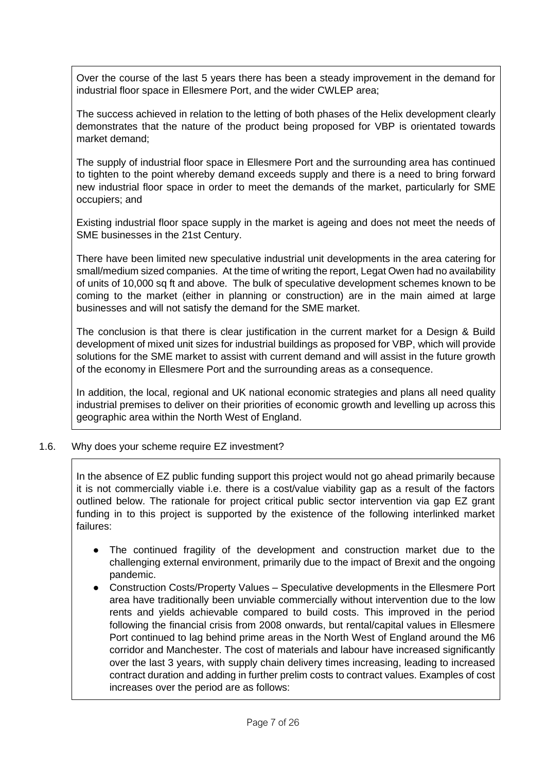Over the course of the last 5 years there has been a steady improvement in the demand for industrial floor space in Ellesmere Port, and the wider CWLEP area;

The success achieved in relation to the letting of both phases of the Helix development clearly demonstrates that the nature of the product being proposed for VBP is orientated towards market demand;

The supply of industrial floor space in Ellesmere Port and the surrounding area has continued to tighten to the point whereby demand exceeds supply and there is a need to bring forward new industrial floor space in order to meet the demands of the market, particularly for SME occupiers; and

Existing industrial floor space supply in the market is ageing and does not meet the needs of SME businesses in the 21st Century.

There have been limited new speculative industrial unit developments in the area catering for small/medium sized companies. At the time of writing the report, Legat Owen had no availability of units of 10,000 sq ft and above. The bulk of speculative development schemes known to be coming to the market (either in planning or construction) are in the main aimed at large businesses and will not satisfy the demand for the SME market.

The conclusion is that there is clear justification in the current market for a Design & Build development of mixed unit sizes for industrial buildings as proposed for VBP, which will provide solutions for the SME market to assist with current demand and will assist in the future growth of the economy in Ellesmere Port and the surrounding areas as a consequence.

In addition, the local, regional and UK national economic strategies and plans all need quality industrial premises to deliver on their priorities of economic growth and levelling up across this geographic area within the North West of England.

1.6. Why does your scheme require EZ investment?

In the absence of EZ public funding support this project would not go ahead primarily because it is not commercially viable i.e. there is a cost/value viability gap as a result of the factors outlined below. The rationale for project critical public sector intervention via gap EZ grant funding in to this project is supported by the existence of the following interlinked market failures:

- The continued fragility of the development and construction market due to the challenging external environment, primarily due to the impact of Brexit and the ongoing pandemic.
- Construction Costs/Property Values – Speculative developments in the Ellesmere Port area have traditionally been unviable commercially without intervention due to the low rents and yields achievable compared to build costs. This improved in the period following the financial crisis from 2008 onwards, but rental/capital values in Ellesmere Port continued to lag behind prime areas in the North West of England around the M6 corridor and Manchester. The cost of materials and labour have increased significantly over the last 3 years, with supply chain delivery times increasing, leading to increased contract duration and adding in further prelim costs to contract values. Examples of cost increases over the period are as follows: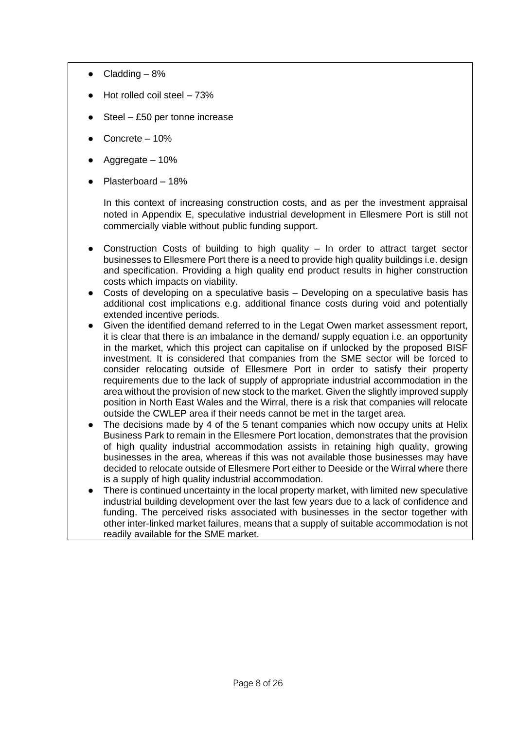- Cladding – 8%
- Hot rolled coil steel – 73%
- Steel – £50 per tonne increase
- Concrete – 10%
- Aggregate – 10%
- Plasterboard – 18%

  In this context of increasing construction costs, and as per the investment appraisal noted in Appendix E, speculative industrial development in Ellesmere Port is still not commercially viable without public funding support.

- Construction Costs of building to high quality – In order to attract target sector businesses to Ellesmere Port there is a need to provide high quality buildings i.e. design and specification. Providing a high quality end product results in higher construction costs which impacts on viability.
- Costs of developing on a speculative basis – Developing on a speculative basis has additional cost implications e.g. additional finance costs during void and potentially extended incentive periods.
- Given the identified demand referred to in the Legat Owen market assessment report, it is clear that there is an imbalance in the demand/ supply equation i.e. an opportunity in the market, which this project can capitalise on if unlocked by the proposed BISF investment. It is considered that companies from the SME sector will be forced to consider relocating outside of Ellesmere Port in order to satisfy their property requirements due to the lack of supply of appropriate industrial accommodation in the area without the provision of new stock to the market. Given the slightly improved supply position in North East Wales and the Wirral, there is a risk that companies will relocate outside the CWLEP area if their needs cannot be met in the target area.
- The decisions made by 4 of the 5 tenant companies which now occupy units at Helix Business Park to remain in the Ellesmere Port location, demonstrates that the provision of high quality industrial accommodation assists in retaining high quality, growing businesses in the area, whereas if this was not available those businesses may have decided to relocate outside of Ellesmere Port either to Deeside or the Wirral where there is a supply of high quality industrial accommodation.
- There is continued uncertainty in the local property market, with limited new speculative industrial building development over the last few years due to a lack of confidence and funding. The perceived risks associated with businesses in the sector together with other inter-linked market failures, means that a supply of suitable accommodation is not readily available for the SME market.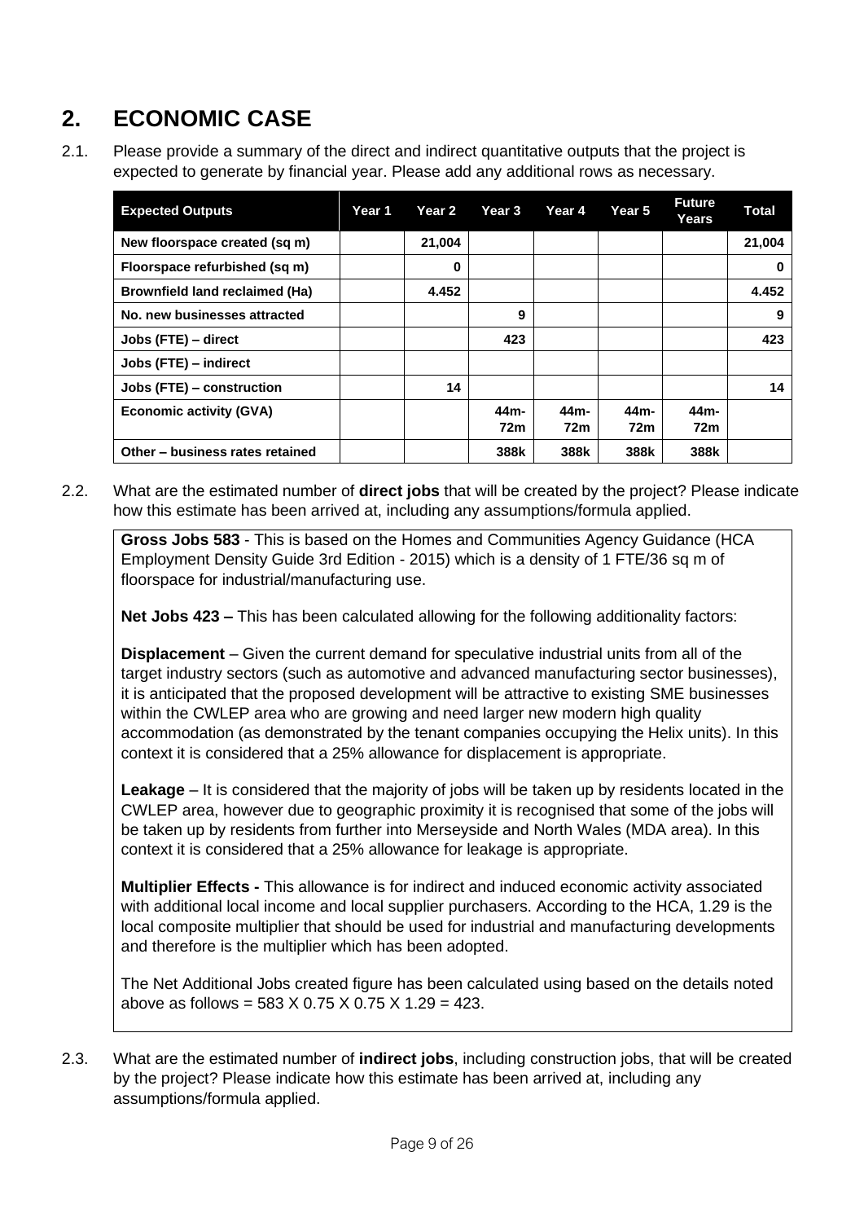# 2. ECONOMIC CASE

2.1. Please provide a summary of the direct and indirect quantitative outputs that the project is expected to generate by financial year. Please add any additional rows as necessary.

| Expected Outputs | Year 1 | Year 2 | Year 3 | Year 4 | Year 5 | Future Years | Total |
|---|---|---|---|---|---|---|---|
| New floorspace created (sq m) | | 21,004 | | | | | 21,004 |
| Floorspace refurbished (sq m) | | 0 | | | | | 0 |
| Brownfield land reclaimed (Ha) | | 4.452 | | | | | 4.452 |
| No. new businesses attracted | | | 9 | | | | 9 |
| Jobs (FTE) – direct | | | 423 | | | | 423 |
| Jobs (FTE) – indirect | | | | | | | |
| Jobs (FTE) – construction | | 14 | | | | | 14 |
| Economic activity (GVA) | | | 44m-72m | 44m-72m | 44m-72m | 44m-72m | |
| Other – business rates retained | | | 388k | 388k | 388k | 388k | |

2.2. What are the estimated number of **direct jobs** that will be created by the project? Please indicate how this estimate has been arrived at, including any assumptions/formula applied.

**Gross Jobs 583** - This is based on the Homes and Communities Agency Guidance (HCA Employment Density Guide 3rd Edition - 2015) which is a density of 1 FTE/36 sq m of floorspace for industrial/manufacturing use.

**Net Jobs 423 –** This has been calculated allowing for the following additionality factors:

**Displacement** – Given the current demand for speculative industrial units from all of the target industry sectors (such as automotive and advanced manufacturing sector businesses), it is anticipated that the proposed development will be attractive to existing SME businesses within the CWLEP area who are growing and need larger new modern high quality accommodation (as demonstrated by the tenant companies occupying the Helix units). In this context it is considered that a 25% allowance for displacement is appropriate.

**Leakage** – It is considered that the majority of jobs will be taken up by residents located in the CWLEP area, however due to geographic proximity it is recognised that some of the jobs will be taken up by residents from further into Merseyside and North Wales (MDA area). In this context it is considered that a 25% allowance for leakage is appropriate.

**Multiplier Effects -** This allowance is for indirect and induced economic activity associated with additional local income and local supplier purchasers. According to the HCA, 1.29 is the local composite multiplier that should be used for industrial and manufacturing developments and therefore is the multiplier which has been adopted.

The Net Additional Jobs created figure has been calculated using based on the details noted above as follows = 583 X 0.75 X 0.75 X 1.29 = 423.

2.3. What are the estimated number of **indirect jobs**, including construction jobs, that will be created by the project? Please indicate how this estimate has been arrived at, including any assumptions/formula applied.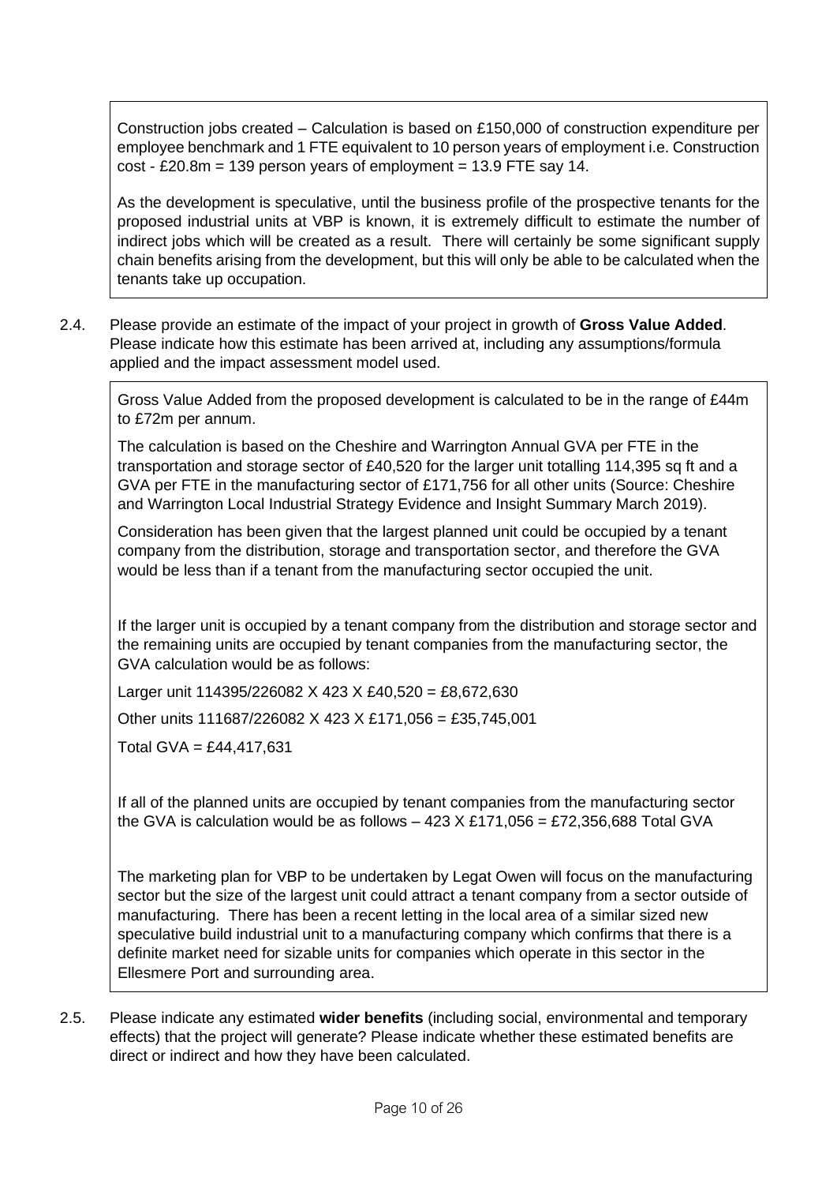Construction jobs created – Calculation is based on £150,000 of construction expenditure per employee benchmark and 1 FTE equivalent to 10 person years of employment i.e. Construction cost - £20.8m = 139 person years of employment = 13.9 FTE say 14.

As the development is speculative, until the business profile of the prospective tenants for the proposed industrial units at VBP is known, it is extremely difficult to estimate the number of indirect jobs which will be created as a result. There will certainly be some significant supply chain benefits arising from the development, but this will only be able to be calculated when the tenants take up occupation.

2.4. Please provide an estimate of the impact of your project in growth of **Gross Value Added**. Please indicate how this estimate has been arrived at, including any assumptions/formula applied and the impact assessment model used.

Gross Value Added from the proposed development is calculated to be in the range of £44m to £72m per annum.

The calculation is based on the Cheshire and Warrington Annual GVA per FTE in the transportation and storage sector of £40,520 for the larger unit totalling 114,395 sq ft and a GVA per FTE in the manufacturing sector of £171,756 for all other units (Source: Cheshire and Warrington Local Industrial Strategy Evidence and Insight Summary March 2019).

Consideration has been given that the largest planned unit could be occupied by a tenant company from the distribution, storage and transportation sector, and therefore the GVA would be less than if a tenant from the manufacturing sector occupied the unit.

If the larger unit is occupied by a tenant company from the distribution and storage sector and the remaining units are occupied by tenant companies from the manufacturing sector, the GVA calculation would be as follows:

Larger unit 114395/226082 X 423 X £40,520 = £8,672,630

Other units 111687/226082 X 423 X £171,056 = £35,745,001

Total GVA = £44,417,631

If all of the planned units are occupied by tenant companies from the manufacturing sector the GVA is calculation would be as follows – 423 X £171,056 = £72,356,688 Total GVA

The marketing plan for VBP to be undertaken by Legat Owen will focus on the manufacturing sector but the size of the largest unit could attract a tenant company from a sector outside of manufacturing. There has been a recent letting in the local area of a similar sized new speculative build industrial unit to a manufacturing company which confirms that there is a definite market need for sizable units for companies which operate in this sector in the Ellesmere Port and surrounding area.

2.5. Please indicate any estimated **wider benefits** (including social, environmental and temporary effects) that the project will generate? Please indicate whether these estimated benefits are direct or indirect and how they have been calculated.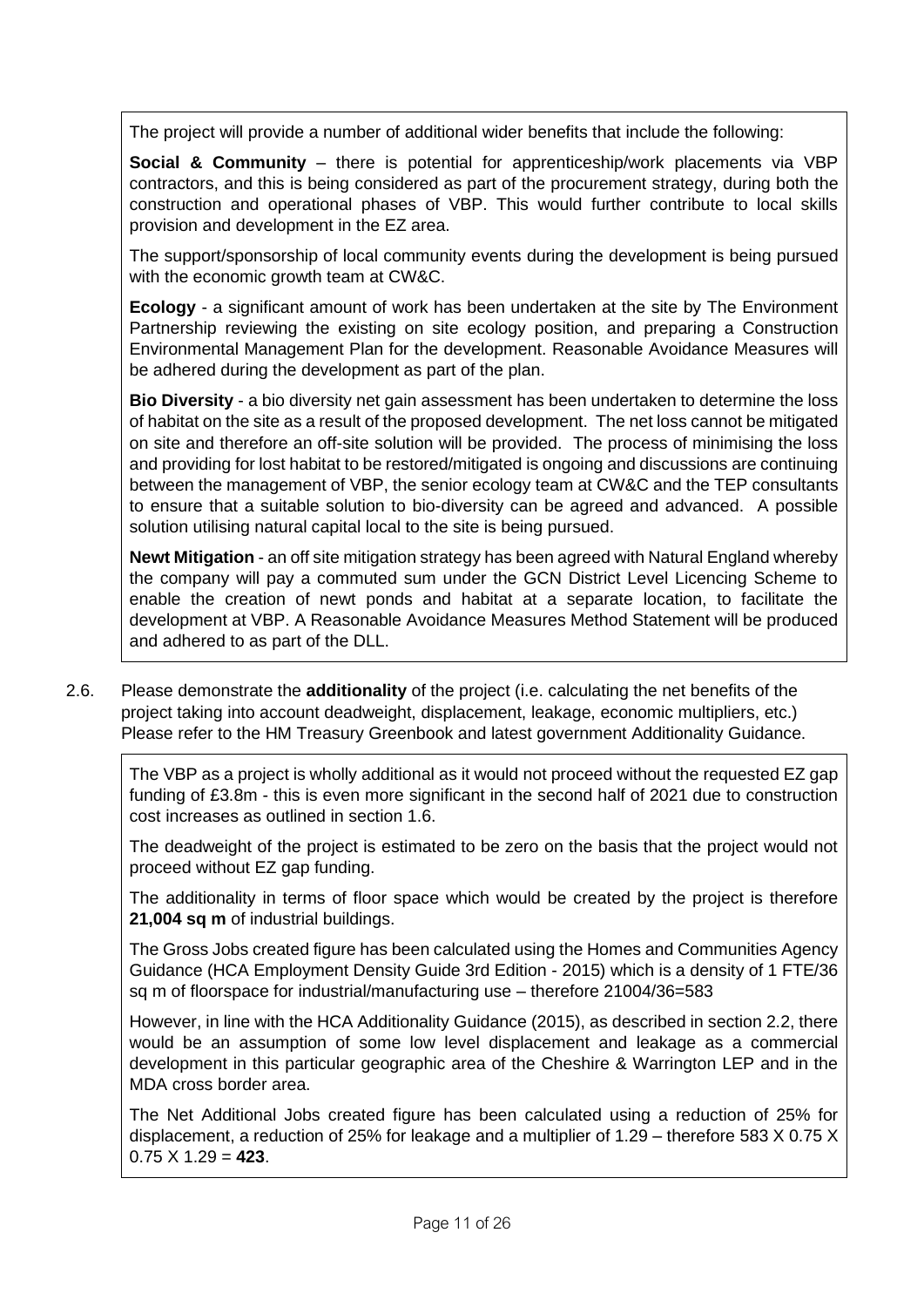The project will provide a number of additional wider benefits that include the following:

**Social & Community** – there is potential for apprenticeship/work placements via VBP contractors, and this is being considered as part of the procurement strategy, during both the construction and operational phases of VBP. This would further contribute to local skills provision and development in the EZ area.

The support/sponsorship of local community events during the development is being pursued with the economic growth team at CW&C.

**Ecology** - a significant amount of work has been undertaken at the site by The Environment Partnership reviewing the existing on site ecology position, and preparing a Construction Environmental Management Plan for the development. Reasonable Avoidance Measures will be adhered during the development as part of the plan.

**Bio Diversity** - a bio diversity net gain assessment has been undertaken to determine the loss of habitat on the site as a result of the proposed development. The net loss cannot be mitigated on site and therefore an off-site solution will be provided. The process of minimising the loss and providing for lost habitat to be restored/mitigated is ongoing and discussions are continuing between the management of VBP, the senior ecology team at CW&C and the TEP consultants to ensure that a suitable solution to bio-diversity can be agreed and advanced. A possible solution utilising natural capital local to the site is being pursued.

**Newt Mitigation** - an off site mitigation strategy has been agreed with Natural England whereby the company will pay a commuted sum under the GCN District Level Licencing Scheme to enable the creation of newt ponds and habitat at a separate location, to facilitate the development at VBP. A Reasonable Avoidance Measures Method Statement will be produced and adhered to as part of the DLL.

2.6. Please demonstrate the **additionality** of the project (i.e. calculating the net benefits of the project taking into account deadweight, displacement, leakage, economic multipliers, etc.) Please refer to the HM Treasury Greenbook and latest government Additionality Guidance.

The VBP as a project is wholly additional as it would not proceed without the requested EZ gap funding of £3.8m - this is even more significant in the second half of 2021 due to construction cost increases as outlined in section 1.6.

The deadweight of the project is estimated to be zero on the basis that the project would not proceed without EZ gap funding.

The additionality in terms of floor space which would be created by the project is therefore **21,004 sq m** of industrial buildings.

The Gross Jobs created figure has been calculated using the Homes and Communities Agency Guidance (HCA Employment Density Guide 3rd Edition - 2015) which is a density of 1 FTE/36 sq m of floorspace for industrial/manufacturing use – therefore 21004/36=583

However, in line with the HCA Additionality Guidance (2015), as described in section 2.2, there would be an assumption of some low level displacement and leakage as a commercial development in this particular geographic area of the Cheshire & Warrington LEP and in the MDA cross border area.

The Net Additional Jobs created figure has been calculated using a reduction of 25% for displacement, a reduction of 25% for leakage and a multiplier of 1.29 – therefore 583 X 0.75 X 0.75 X 1.29 = **423**.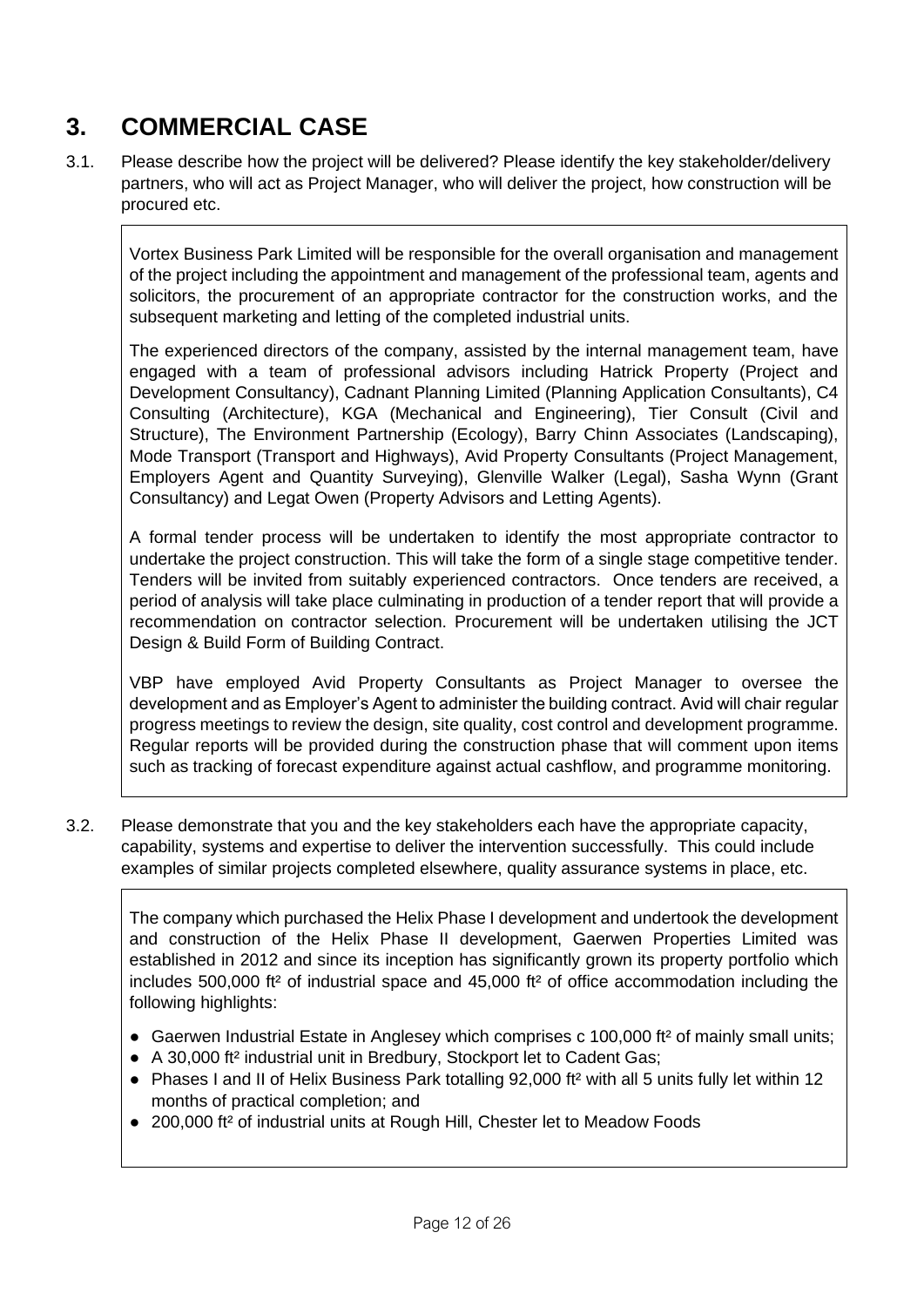## 3. COMMERCIAL CASE

3.1. Please describe how the project will be delivered? Please identify the key stakeholder/delivery partners, who will act as Project Manager, who will deliver the project, how construction will be procured etc.

Vortex Business Park Limited will be responsible for the overall organisation and management of the project including the appointment and management of the professional team, agents and solicitors, the procurement of an appropriate contractor for the construction works, and the subsequent marketing and letting of the completed industrial units.

The experienced directors of the company, assisted by the internal management team, have engaged with a team of professional advisors including Hatrick Property (Project and Development Consultancy), Cadnant Planning Limited (Planning Application Consultants), C4 Consulting (Architecture), KGA (Mechanical and Engineering), Tier Consult (Civil and Structure), The Environment Partnership (Ecology), Barry Chinn Associates (Landscaping), Mode Transport (Transport and Highways), Avid Property Consultants (Project Management, Employers Agent and Quantity Surveying), Glenville Walker (Legal), Sasha Wynn (Grant Consultancy) and Legat Owen (Property Advisors and Letting Agents).

A formal tender process will be undertaken to identify the most appropriate contractor to undertake the project construction. This will take the form of a single stage competitive tender. Tenders will be invited from suitably experienced contractors. Once tenders are received, a period of analysis will take place culminating in production of a tender report that will provide a recommendation on contractor selection. Procurement will be undertaken utilising the JCT Design & Build Form of Building Contract.

VBP have employed Avid Property Consultants as Project Manager to oversee the development and as Employer's Agent to administer the building contract. Avid will chair regular progress meetings to review the design, site quality, cost control and development programme. Regular reports will be provided during the construction phase that will comment upon items such as tracking of forecast expenditure against actual cashflow, and programme monitoring.

3.2. Please demonstrate that you and the key stakeholders each have the appropriate capacity, capability, systems and expertise to deliver the intervention successfully. This could include examples of similar projects completed elsewhere, quality assurance systems in place, etc.

The company which purchased the Helix Phase I development and undertook the development and construction of the Helix Phase II development, Gaerwen Properties Limited was established in 2012 and since its inception has significantly grown its property portfolio which includes 500,000 ft² of industrial space and 45,000 ft² of office accommodation including the following highlights:

- Gaerwen Industrial Estate in Anglesey which comprises c 100,000 ft² of mainly small units;
- A 30,000 ft² industrial unit in Bredbury, Stockport let to Cadent Gas;
- Phases I and II of Helix Business Park totalling 92,000 ft² with all 5 units fully let within 12 months of practical completion; and
- 200,000 ft² of industrial units at Rough Hill, Chester let to Meadow Foods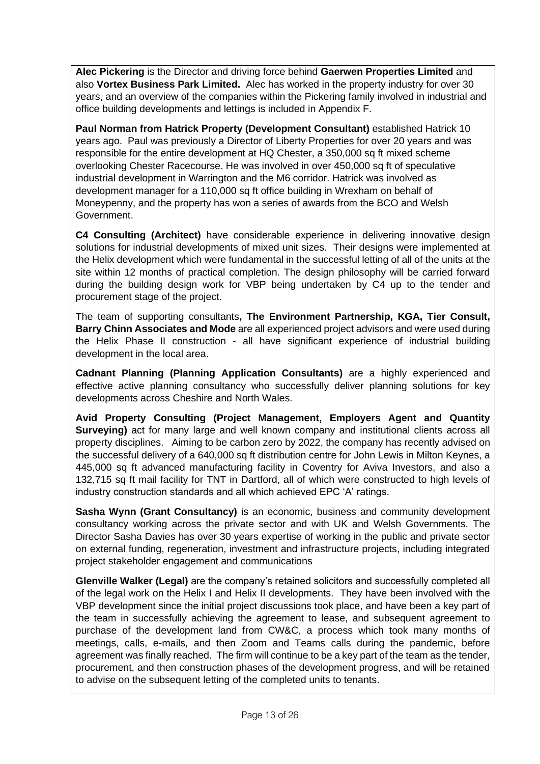**Alec Pickering** is the Director and driving force behind **Gaerwen Properties Limited** and also **Vortex Business Park Limited.** Alec has worked in the property industry for over 30 years, and an overview of the companies within the Pickering family involved in industrial and office building developments and lettings is included in Appendix F.

**Paul Norman from Hatrick Property (Development Consultant)** established Hatrick 10 years ago. Paul was previously a Director of Liberty Properties for over 20 years and was responsible for the entire development at HQ Chester, a 350,000 sq ft mixed scheme overlooking Chester Racecourse. He was involved in over 450,000 sq ft of speculative industrial development in Warrington and the M6 corridor. Hatrick was involved as development manager for a 110,000 sq ft office building in Wrexham on behalf of Moneypenny, and the property has won a series of awards from the BCO and Welsh Government.

**C4 Consulting (Architect)** have considerable experience in delivering innovative design solutions for industrial developments of mixed unit sizes. Their designs were implemented at the Helix development which were fundamental in the successful letting of all of the units at the site within 12 months of practical completion. The design philosophy will be carried forward during the building design work for VBP being undertaken by C4 up to the tender and procurement stage of the project.

The team of supporting consultants**, The Environment Partnership, KGA, Tier Consult, Barry Chinn Associates and Mode** are all experienced project advisors and were used during the Helix Phase II construction - all have significant experience of industrial building development in the local area.

**Cadnant Planning (Planning Application Consultants)** are a highly experienced and effective active planning consultancy who successfully deliver planning solutions for key developments across Cheshire and North Wales.

**Avid Property Consulting (Project Management, Employers Agent and Quantity Surveying)** act for many large and well known company and institutional clients across all property disciplines. Aiming to be carbon zero by 2022, the company has recently advised on the successful delivery of a 640,000 sq ft distribution centre for John Lewis in Milton Keynes, a 445,000 sq ft advanced manufacturing facility in Coventry for Aviva Investors, and also a 132,715 sq ft mail facility for TNT in Dartford, all of which were constructed to high levels of industry construction standards and all which achieved EPC 'A' ratings.

**Sasha Wynn (Grant Consultancy)** is an economic, business and community development consultancy working across the private sector and with UK and Welsh Governments. The Director Sasha Davies has over 30 years expertise of working in the public and private sector on external funding, regeneration, investment and infrastructure projects, including integrated project stakeholder engagement and communications

**Glenville Walker (Legal)** are the company's retained solicitors and successfully completed all of the legal work on the Helix I and Helix II developments. They have been involved with the VBP development since the initial project discussions took place, and have been a key part of the team in successfully achieving the agreement to lease, and subsequent agreement to purchase of the development land from CW&C, a process which took many months of meetings, calls, e-mails, and then Zoom and Teams calls during the pandemic, before agreement was finally reached. The firm will continue to be a key part of the team as the tender, procurement, and then construction phases of the development progress, and will be retained to advise on the subsequent letting of the completed units to tenants.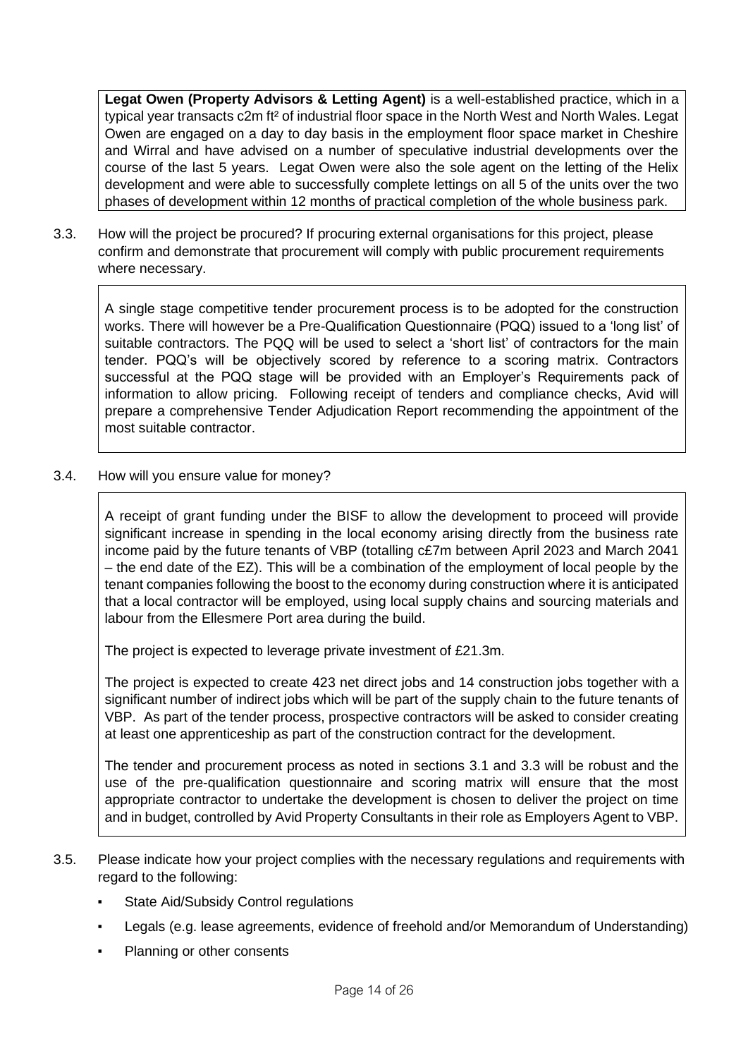**Legat Owen (Property Advisors & Letting Agent)** is a well-established practice, which in a typical year transacts c2m ft² of industrial floor space in the North West and North Wales. Legat Owen are engaged on a day to day basis in the employment floor space market in Cheshire and Wirral and have advised on a number of speculative industrial developments over the course of the last 5 years. Legat Owen were also the sole agent on the letting of the Helix development and were able to successfully complete lettings on all 5 of the units over the two phases of development within 12 months of practical completion of the whole business park.

3.3. How will the project be procured? If procuring external organisations for this project, please confirm and demonstrate that procurement will comply with public procurement requirements where necessary.

A single stage competitive tender procurement process is to be adopted for the construction works. There will however be a Pre-Qualification Questionnaire (PQQ) issued to a 'long list' of suitable contractors. The PQQ will be used to select a 'short list' of contractors for the main tender. PQQ's will be objectively scored by reference to a scoring matrix. Contractors successful at the PQQ stage will be provided with an Employer's Requirements pack of information to allow pricing. Following receipt of tenders and compliance checks, Avid will prepare a comprehensive Tender Adjudication Report recommending the appointment of the most suitable contractor.

3.4. How will you ensure value for money?

A receipt of grant funding under the BISF to allow the development to proceed will provide significant increase in spending in the local economy arising directly from the business rate income paid by the future tenants of VBP (totalling c£7m between April 2023 and March 2041 – the end date of the EZ). This will be a combination of the employment of local people by the tenant companies following the boost to the economy during construction where it is anticipated that a local contractor will be employed, using local supply chains and sourcing materials and labour from the Ellesmere Port area during the build.

The project is expected to leverage private investment of £21.3m.

The project is expected to create 423 net direct jobs and 14 construction jobs together with a significant number of indirect jobs which will be part of the supply chain to the future tenants of VBP. As part of the tender process, prospective contractors will be asked to consider creating at least one apprenticeship as part of the construction contract for the development.

The tender and procurement process as noted in sections 3.1 and 3.3 will be robust and the use of the pre-qualification questionnaire and scoring matrix will ensure that the most appropriate contractor to undertake the development is chosen to deliver the project on time and in budget, controlled by Avid Property Consultants in their role as Employers Agent to VBP.

3.5. Please indicate how your project complies with the necessary regulations and requirements with regard to the following:

- State Aid/Subsidy Control regulations
- Legals (e.g. lease agreements, evidence of freehold and/or Memorandum of Understanding)
- Planning or other consents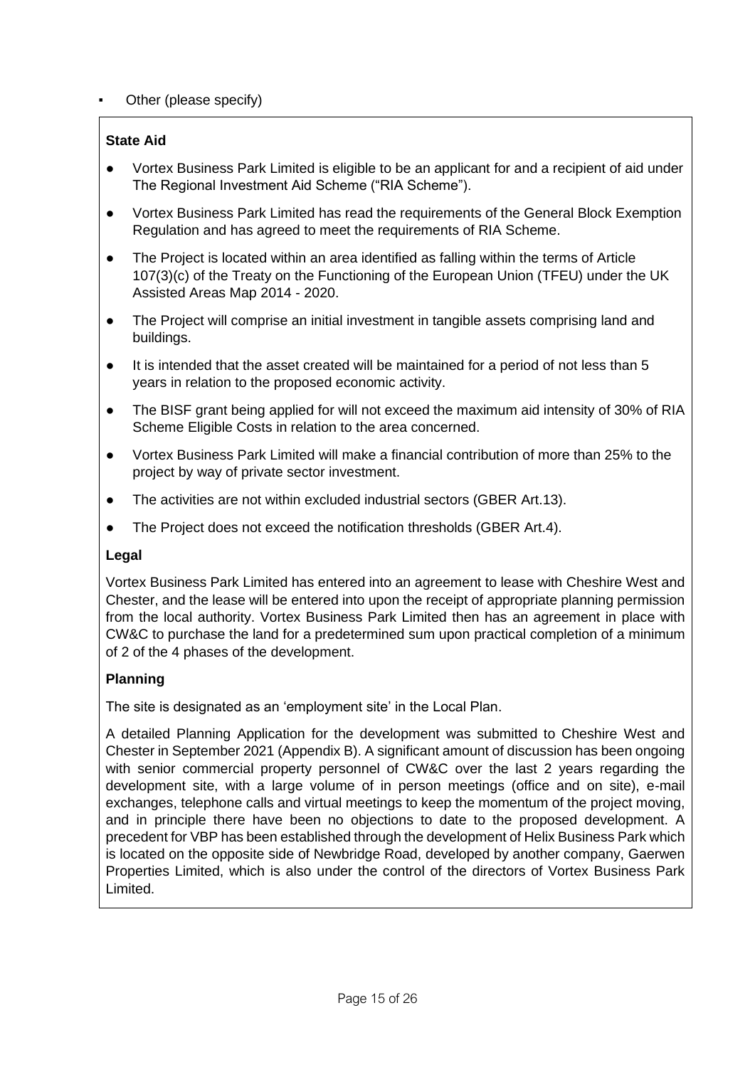- Other (please specify)

**State Aid**

- Vortex Business Park Limited is eligible to be an applicant for and a recipient of aid under The Regional Investment Aid Scheme ("RIA Scheme").
- Vortex Business Park Limited has read the requirements of the General Block Exemption Regulation and has agreed to meet the requirements of RIA Scheme.
- The Project is located within an area identified as falling within the terms of Article 107(3)(c) of the Treaty on the Functioning of the European Union (TFEU) under the UK Assisted Areas Map 2014 - 2020.
- The Project will comprise an initial investment in tangible assets comprising land and buildings.
- It is intended that the asset created will be maintained for a period of not less than 5 years in relation to the proposed economic activity.
- The BISF grant being applied for will not exceed the maximum aid intensity of 30% of RIA Scheme Eligible Costs in relation to the area concerned.
- Vortex Business Park Limited will make a financial contribution of more than 25% to the project by way of private sector investment.
- The activities are not within excluded industrial sectors (GBER Art.13).
- The Project does not exceed the notification thresholds (GBER Art.4).

**Legal**

Vortex Business Park Limited has entered into an agreement to lease with Cheshire West and Chester, and the lease will be entered into upon the receipt of appropriate planning permission from the local authority. Vortex Business Park Limited then has an agreement in place with CW&C to purchase the land for a predetermined sum upon practical completion of a minimum of 2 of the 4 phases of the development.

**Planning**

The site is designated as an 'employment site' in the Local Plan.

A detailed Planning Application for the development was submitted to Cheshire West and Chester in September 2021 (Appendix B). A significant amount of discussion has been ongoing with senior commercial property personnel of CW&C over the last 2 years regarding the development site, with a large volume of in person meetings (office and on site), e-mail exchanges, telephone calls and virtual meetings to keep the momentum of the project moving, and in principle there have been no objections to date to the proposed development. A precedent for VBP has been established through the development of Helix Business Park which is located on the opposite side of Newbridge Road, developed by another company, Gaerwen Properties Limited, which is also under the control of the directors of Vortex Business Park Limited.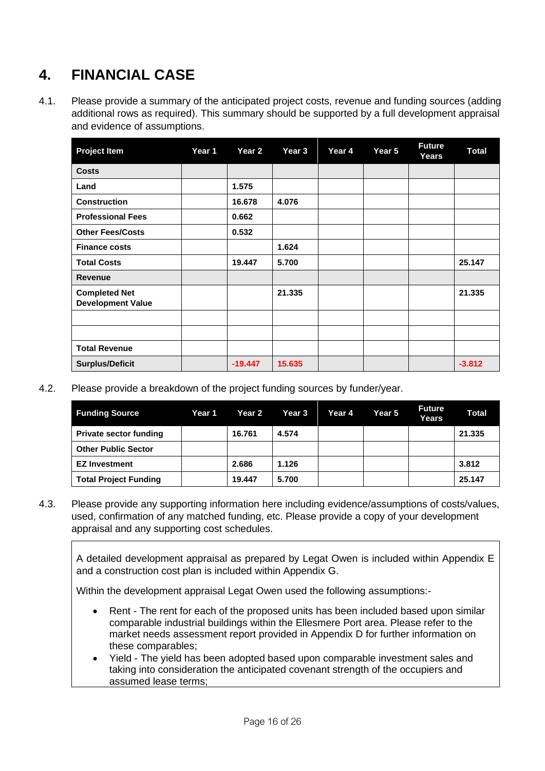# 4. FINANCIAL CASE

4.1. Please provide a summary of the anticipated project costs, revenue and funding sources (adding additional rows as required). This summary should be supported by a full development appraisal and evidence of assumptions.

| Project Item | Year 1 | Year 2 | Year 3 | Year 4 | Year 5 | Future Years | Total |
|---|---|---|---|---|---|---|---|
| **Costs** | | | | | | | |
| **Land** | | 1.575 | | | | | |
| **Construction** | | 16.678 | 4.076 | | | | |
| **Professional Fees** | | 0.662 | | | | | |
| **Other Fees/Costs** | | 0.532 | | | | | |
| **Finance costs** | | | 1.624 | | | | |
| **Total Costs** | | 19.447 | 5.700 | | | | 25.147 |
| **Revenue** | | | | | | | |
| **Completed Net Development Value** | | | 21.335 | | | | 21.335 |
| | | | | | | | |
| | | | | | | | |
| **Total Revenue** | | | | | | | |
| **Surplus/Deficit** | | -19.447 | 15.635 | | | | -3.812 |

4.2. Please provide a breakdown of the project funding sources by funder/year.

| Funding Source | Year 1 | Year 2 | Year 3 | Year 4 | Year 5 | Future Years | Total |
|---|---|---|---|---|---|---|---|
| **Private sector funding** | | 16.761 | 4.574 | | | | 21.335 |
| **Other Public Sector** | | | | | | | |
| **EZ Investment** | | 2.686 | 1.126 | | | | 3.812 |
| **Total Project Funding** | | 19.447 | 5.700 | | | | 25.147 |

4.3. Please provide any supporting information here including evidence/assumptions of costs/values, used, confirmation of any matched funding, etc. Please provide a copy of your development appraisal and any supporting cost schedules.

A detailed development appraisal as prepared by Legat Owen is included within Appendix E and a construction cost plan is included within Appendix G.

Within the development appraisal Legat Owen used the following assumptions:-

- Rent - The rent for each of the proposed units has been included based upon similar comparable industrial buildings within the Ellesmere Port area. Please refer to the market needs assessment report provided in Appendix D for further information on these comparables;
- Yield - The yield has been adopted based upon comparable investment sales and taking into consideration the anticipated covenant strength of the occupiers and assumed lease terms;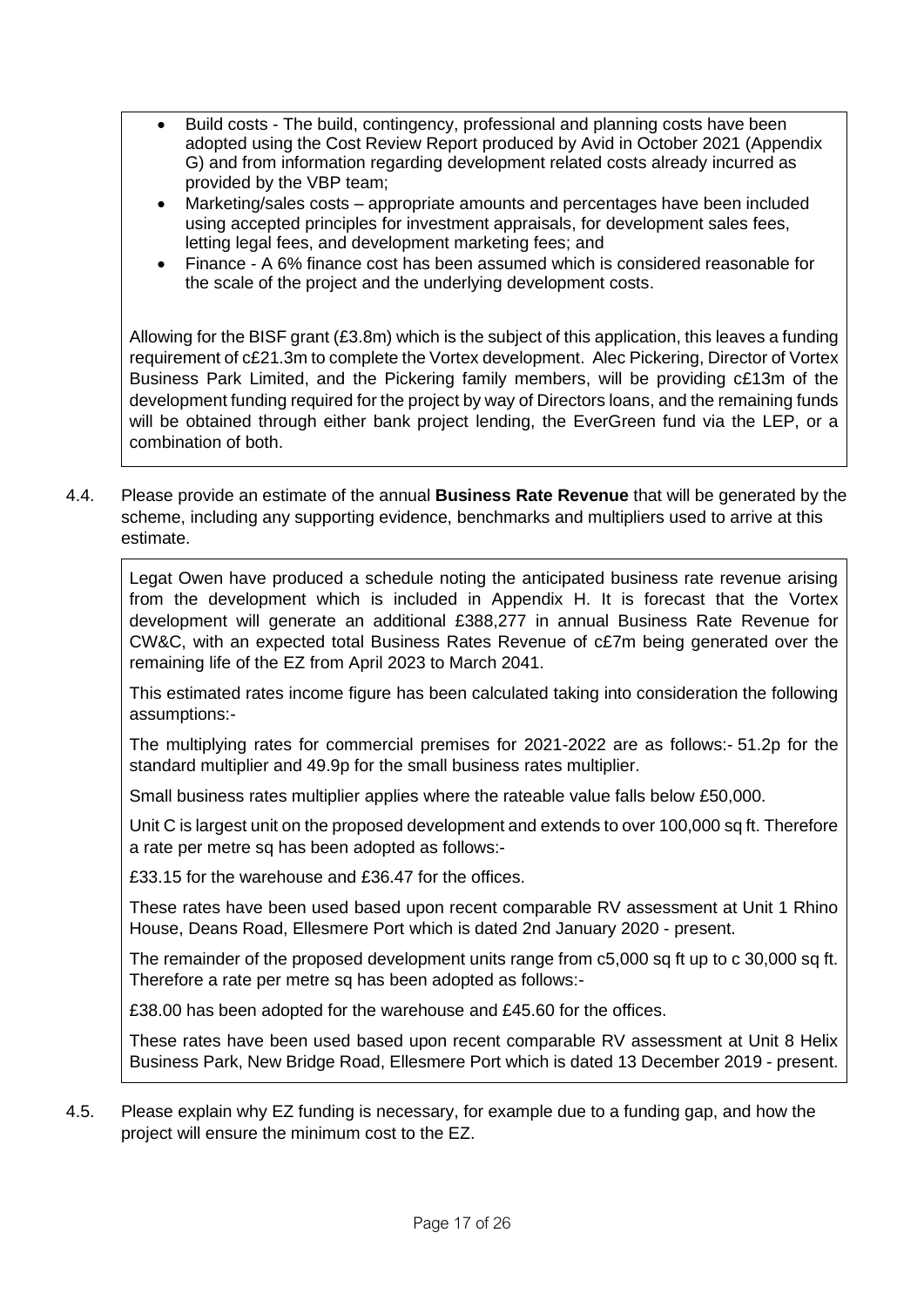- Build costs - The build, contingency, professional and planning costs have been adopted using the Cost Review Report produced by Avid in October 2021 (Appendix G) and from information regarding development related costs already incurred as provided by the VBP team;
- Marketing/sales costs – appropriate amounts and percentages have been included using accepted principles for investment appraisals, for development sales fees, letting legal fees, and development marketing fees; and
- Finance - A 6% finance cost has been assumed which is considered reasonable for the scale of the project and the underlying development costs.

Allowing for the BISF grant (£3.8m) which is the subject of this application, this leaves a funding requirement of c£21.3m to complete the Vortex development. Alec Pickering, Director of Vortex Business Park Limited, and the Pickering family members, will be providing c£13m of the development funding required for the project by way of Directors loans, and the remaining funds will be obtained through either bank project lending, the EverGreen fund via the LEP, or a combination of both.

4.4. Please provide an estimate of the annual **Business Rate Revenue** that will be generated by the scheme, including any supporting evidence, benchmarks and multipliers used to arrive at this estimate.

Legat Owen have produced a schedule noting the anticipated business rate revenue arising from the development which is included in Appendix H. It is forecast that the Vortex development will generate an additional £388,277 in annual Business Rate Revenue for CW&C, with an expected total Business Rates Revenue of c£7m being generated over the remaining life of the EZ from April 2023 to March 2041.

This estimated rates income figure has been calculated taking into consideration the following assumptions:-

The multiplying rates for commercial premises for 2021-2022 are as follows:- 51.2p for the standard multiplier and 49.9p for the small business rates multiplier.

Small business rates multiplier applies where the rateable value falls below £50,000.

Unit C is largest unit on the proposed development and extends to over 100,000 sq ft. Therefore a rate per metre sq has been adopted as follows:-

£33.15 for the warehouse and £36.47 for the offices.

These rates have been used based upon recent comparable RV assessment at Unit 1 Rhino House, Deans Road, Ellesmere Port which is dated 2nd January 2020 - present.

The remainder of the proposed development units range from c5,000 sq ft up to c 30,000 sq ft. Therefore a rate per metre sq has been adopted as follows:-

£38.00 has been adopted for the warehouse and £45.60 for the offices.

These rates have been used based upon recent comparable RV assessment at Unit 8 Helix Business Park, New Bridge Road, Ellesmere Port which is dated 13 December 2019 - present.

4.5. Please explain why EZ funding is necessary, for example due to a funding gap, and how the project will ensure the minimum cost to the EZ.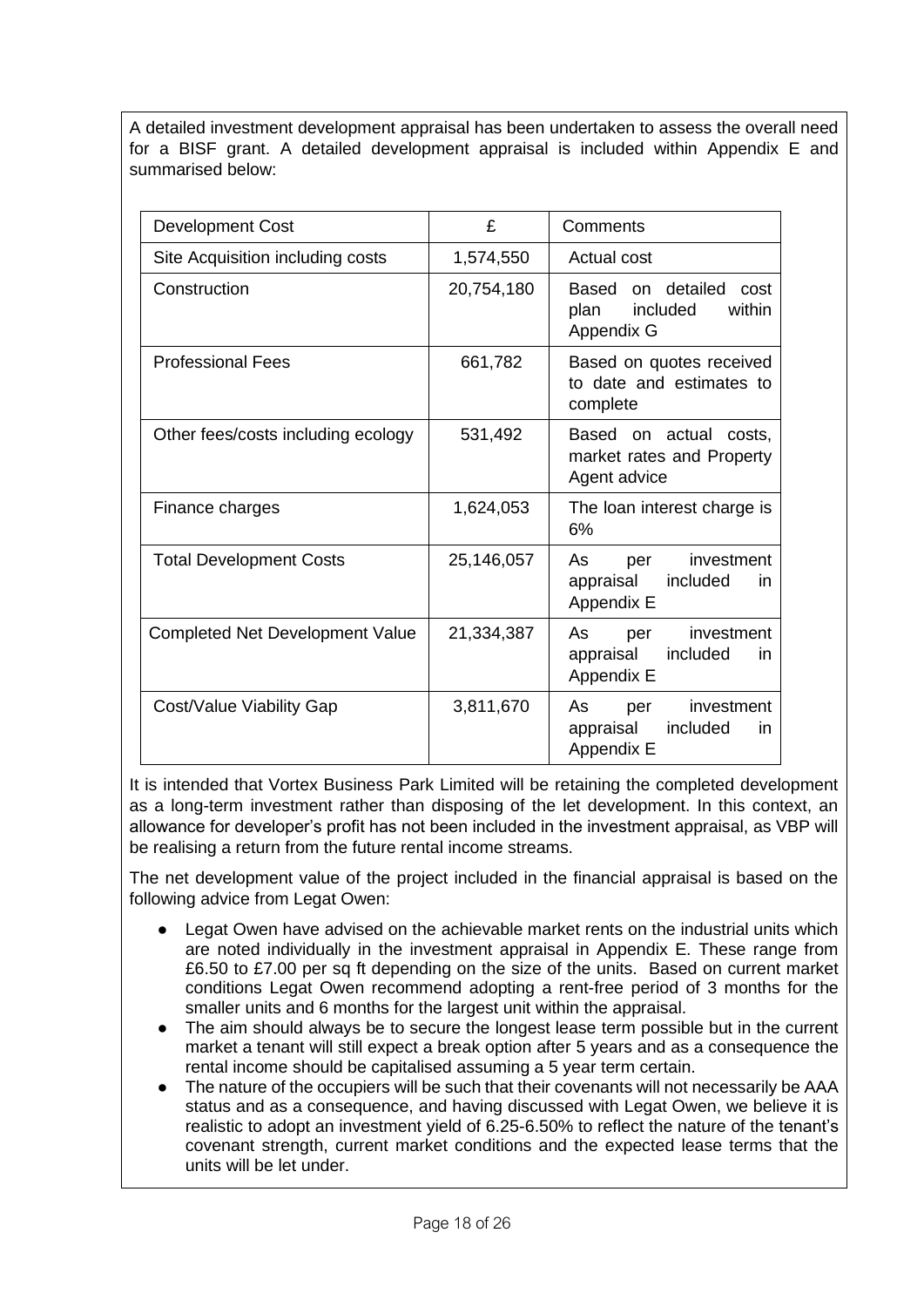A detailed investment development appraisal has been undertaken to assess the overall need for a BISF grant. A detailed development appraisal is included within Appendix E and summarised below:

| Development Cost | £ | Comments |
| --- | --- | --- |
| Site Acquisition including costs | 1,574,550 | Actual cost |
| Construction | 20,754,180 | Based on detailed cost plan included within Appendix G |
| Professional Fees | 661,782 | Based on quotes received to date and estimates to complete |
| Other fees/costs including ecology | 531,492 | Based on actual costs, market rates and Property Agent advice |
| Finance charges | 1,624,053 | The loan interest charge is 6% |
| Total Development Costs | 25,146,057 | As per investment appraisal included in Appendix E |
| Completed Net Development Value | 21,334,387 | As per investment appraisal included in Appendix E |
| Cost/Value Viability Gap | 3,811,670 | As per investment appraisal included in Appendix E |

It is intended that Vortex Business Park Limited will be retaining the completed development as a long-term investment rather than disposing of the let development. In this context, an allowance for developer's profit has not been included in the investment appraisal, as VBP will be realising a return from the future rental income streams.

The net development value of the project included in the financial appraisal is based on the following advice from Legat Owen:

- Legat Owen have advised on the achievable market rents on the industrial units which are noted individually in the investment appraisal in Appendix E. These range from £6.50 to £7.00 per sq ft depending on the size of the units. Based on current market conditions Legat Owen recommend adopting a rent-free period of 3 months for the smaller units and 6 months for the largest unit within the appraisal.
- The aim should always be to secure the longest lease term possible but in the current market a tenant will still expect a break option after 5 years and as a consequence the rental income should be capitalised assuming a 5 year term certain.
- The nature of the occupiers will be such that their covenants will not necessarily be AAA status and as a consequence, and having discussed with Legat Owen, we believe it is realistic to adopt an investment yield of 6.25-6.50% to reflect the nature of the tenant's covenant strength, current market conditions and the expected lease terms that the units will be let under.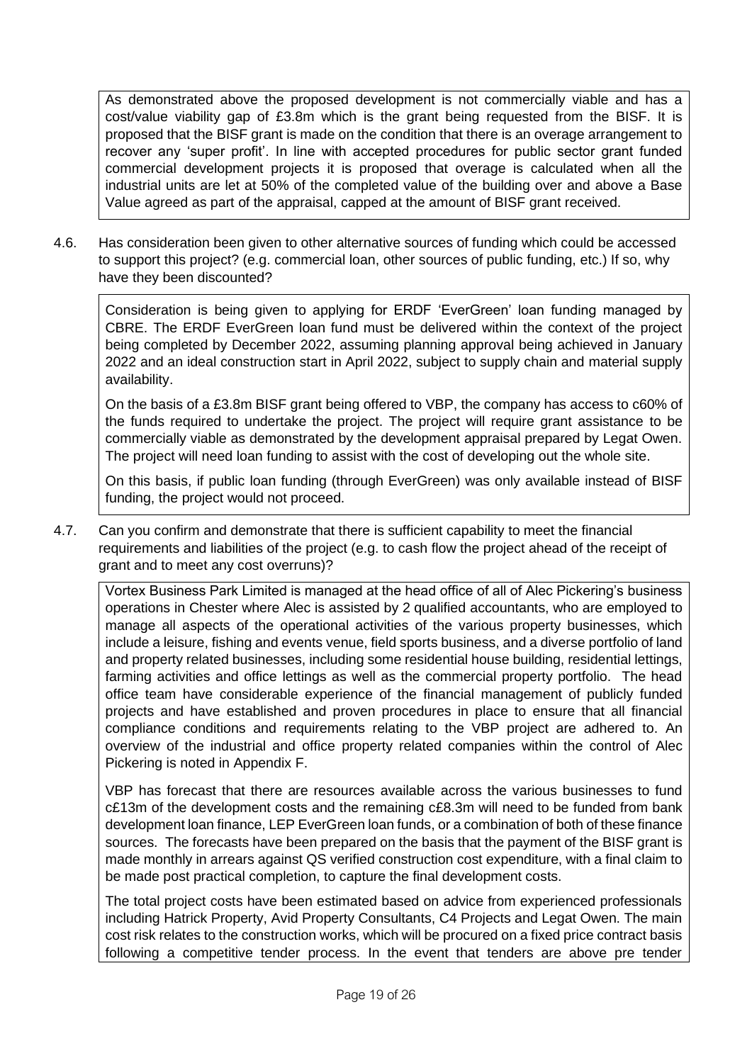As demonstrated above the proposed development is not commercially viable and has a cost/value viability gap of £3.8m which is the grant being requested from the BISF. It is proposed that the BISF grant is made on the condition that there is an overage arrangement to recover any 'super profit'. In line with accepted procedures for public sector grant funded commercial development projects it is proposed that overage is calculated when all the industrial units are let at 50% of the completed value of the building over and above a Base Value agreed as part of the appraisal, capped at the amount of BISF grant received.

4.6. Has consideration been given to other alternative sources of funding which could be accessed to support this project? (e.g. commercial loan, other sources of public funding, etc.) If so, why have they been discounted?

Consideration is being given to applying for ERDF 'EverGreen' loan funding managed by CBRE. The ERDF EverGreen loan fund must be delivered within the context of the project being completed by December 2022, assuming planning approval being achieved in January 2022 and an ideal construction start in April 2022, subject to supply chain and material supply availability.

On the basis of a £3.8m BISF grant being offered to VBP, the company has access to c60% of the funds required to undertake the project. The project will require grant assistance to be commercially viable as demonstrated by the development appraisal prepared by Legat Owen. The project will need loan funding to assist with the cost of developing out the whole site.

On this basis, if public loan funding (through EverGreen) was only available instead of BISF funding, the project would not proceed.

4.7. Can you confirm and demonstrate that there is sufficient capability to meet the financial requirements and liabilities of the project (e.g. to cash flow the project ahead of the receipt of grant and to meet any cost overruns)?

Vortex Business Park Limited is managed at the head office of all of Alec Pickering's business operations in Chester where Alec is assisted by 2 qualified accountants, who are employed to manage all aspects of the operational activities of the various property businesses, which include a leisure, fishing and events venue, field sports business, and a diverse portfolio of land and property related businesses, including some residential house building, residential lettings, farming activities and office lettings as well as the commercial property portfolio. The head office team have considerable experience of the financial management of publicly funded projects and have established and proven procedures in place to ensure that all financial compliance conditions and requirements relating to the VBP project are adhered to. An overview of the industrial and office property related companies within the control of Alec Pickering is noted in Appendix F.

VBP has forecast that there are resources available across the various businesses to fund c£13m of the development costs and the remaining c£8.3m will need to be funded from bank development loan finance, LEP EverGreen loan funds, or a combination of both of these finance sources. The forecasts have been prepared on the basis that the payment of the BISF grant is made monthly in arrears against QS verified construction cost expenditure, with a final claim to be made post practical completion, to capture the final development costs.

The total project costs have been estimated based on advice from experienced professionals including Hatrick Property, Avid Property Consultants, C4 Projects and Legat Owen. The main cost risk relates to the construction works, which will be procured on a fixed price contract basis following a competitive tender process. In the event that tenders are above pre tender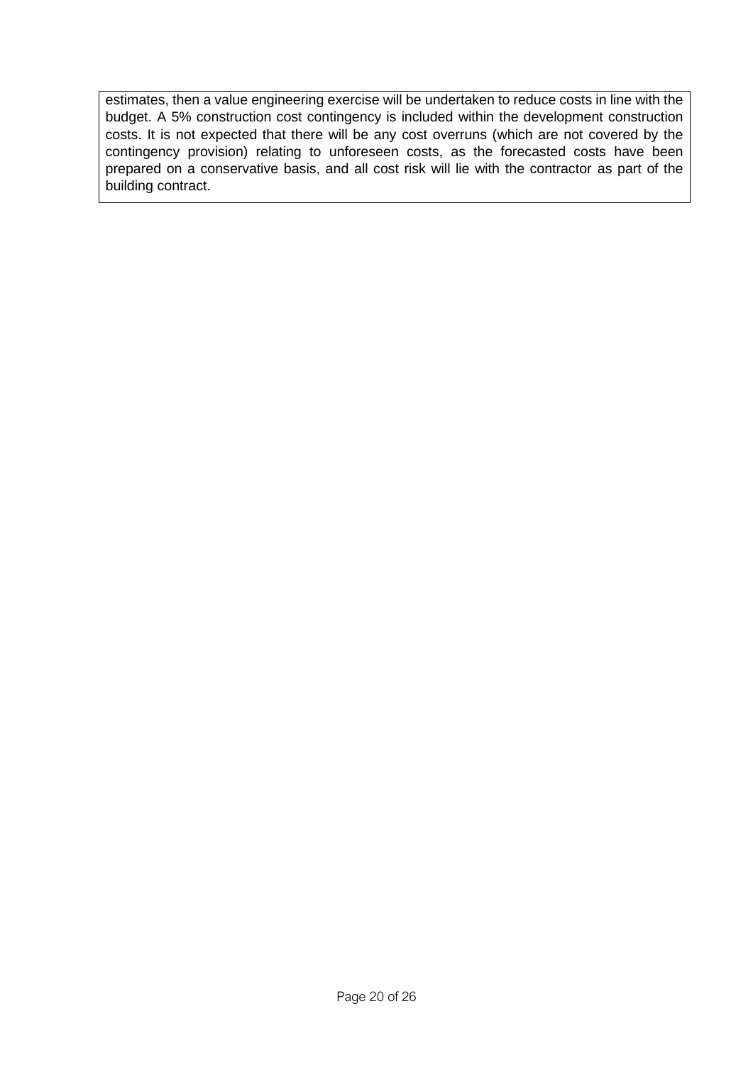estimates, then a value engineering exercise will be undertaken to reduce costs in line with the budget. A 5% construction cost contingency is included within the development construction costs. It is not expected that there will be any cost overruns (which are not covered by the contingency provision) relating to unforeseen costs, as the forecasted costs have been prepared on a conservative basis, and all cost risk will lie with the contractor as part of the building contract.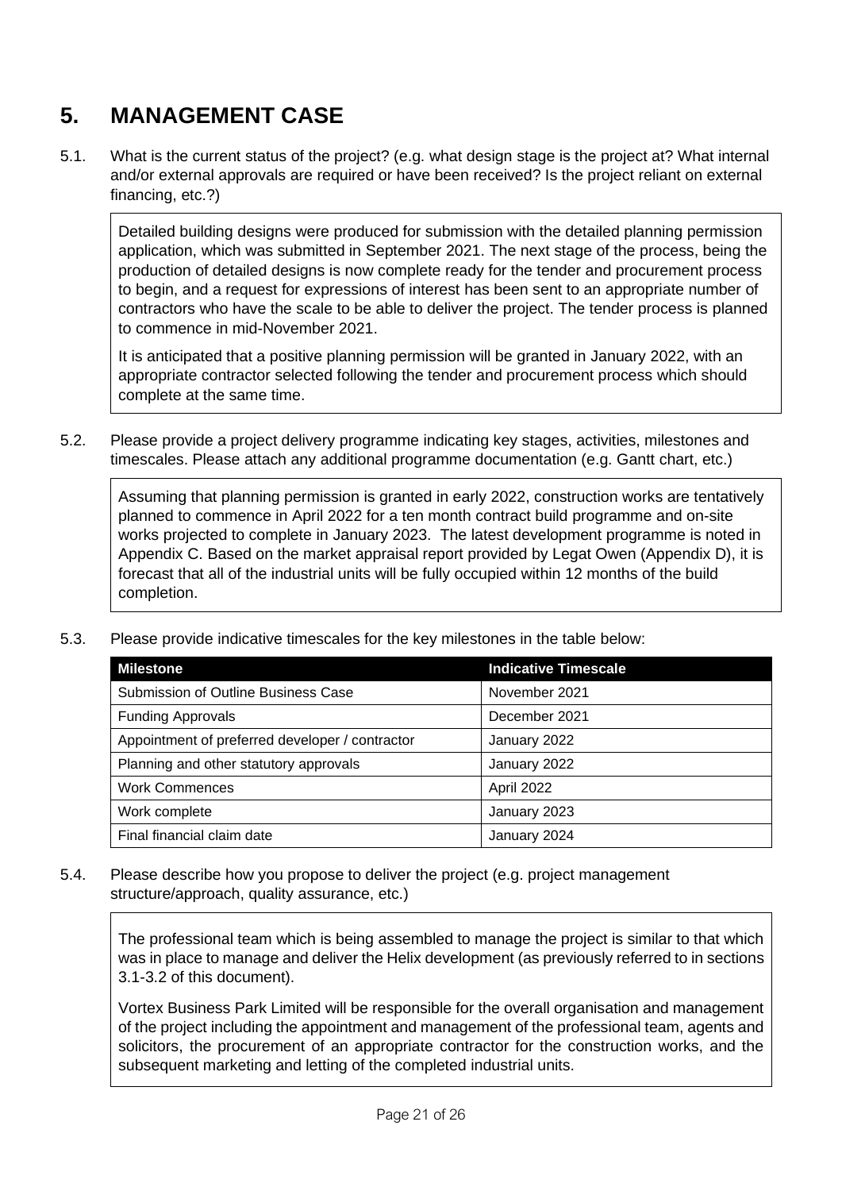# 5. MANAGEMENT CASE

5.1. What is the current status of the project? (e.g. what design stage is the project at? What internal and/or external approvals are required or have been received? Is the project reliant on external financing, etc.?)

> Detailed building designs were produced for submission with the detailed planning permission application, which was submitted in September 2021. The next stage of the process, being the production of detailed designs is now complete ready for the tender and procurement process to begin, and a request for expressions of interest has been sent to an appropriate number of contractors who have the scale to be able to deliver the project. The tender process is planned to commence in mid-November 2021.
>
> It is anticipated that a positive planning permission will be granted in January 2022, with an appropriate contractor selected following the tender and procurement process which should complete at the same time.

5.2. Please provide a project delivery programme indicating key stages, activities, milestones and timescales. Please attach any additional programme documentation (e.g. Gantt chart, etc.)

> Assuming that planning permission is granted in early 2022, construction works are tentatively planned to commence in April 2022 for a ten month contract build programme and on-site works projected to complete in January 2023. The latest development programme is noted in Appendix C. Based on the market appraisal report provided by Legat Owen (Appendix D), it is forecast that all of the industrial units will be fully occupied within 12 months of the build completion.

5.3. Please provide indicative timescales for the key milestones in the table below:

| Milestone | Indicative Timescale |
|---|---|
| Submission of Outline Business Case | November 2021 |
| Funding Approvals | December 2021 |
| Appointment of preferred developer / contractor | January 2022 |
| Planning and other statutory approvals | January 2022 |
| Work Commences | April 2022 |
| Work complete | January 2023 |
| Final financial claim date | January 2024 |

5.4. Please describe how you propose to deliver the project (e.g. project management structure/approach, quality assurance, etc.)

> The professional team which is being assembled to manage the project is similar to that which was in place to manage and deliver the Helix development (as previously referred to in sections 3.1-3.2 of this document).
>
> Vortex Business Park Limited will be responsible for the overall organisation and management of the project including the appointment and management of the professional team, agents and solicitors, the procurement of an appropriate contractor for the construction works, and the subsequent marketing and letting of the completed industrial units.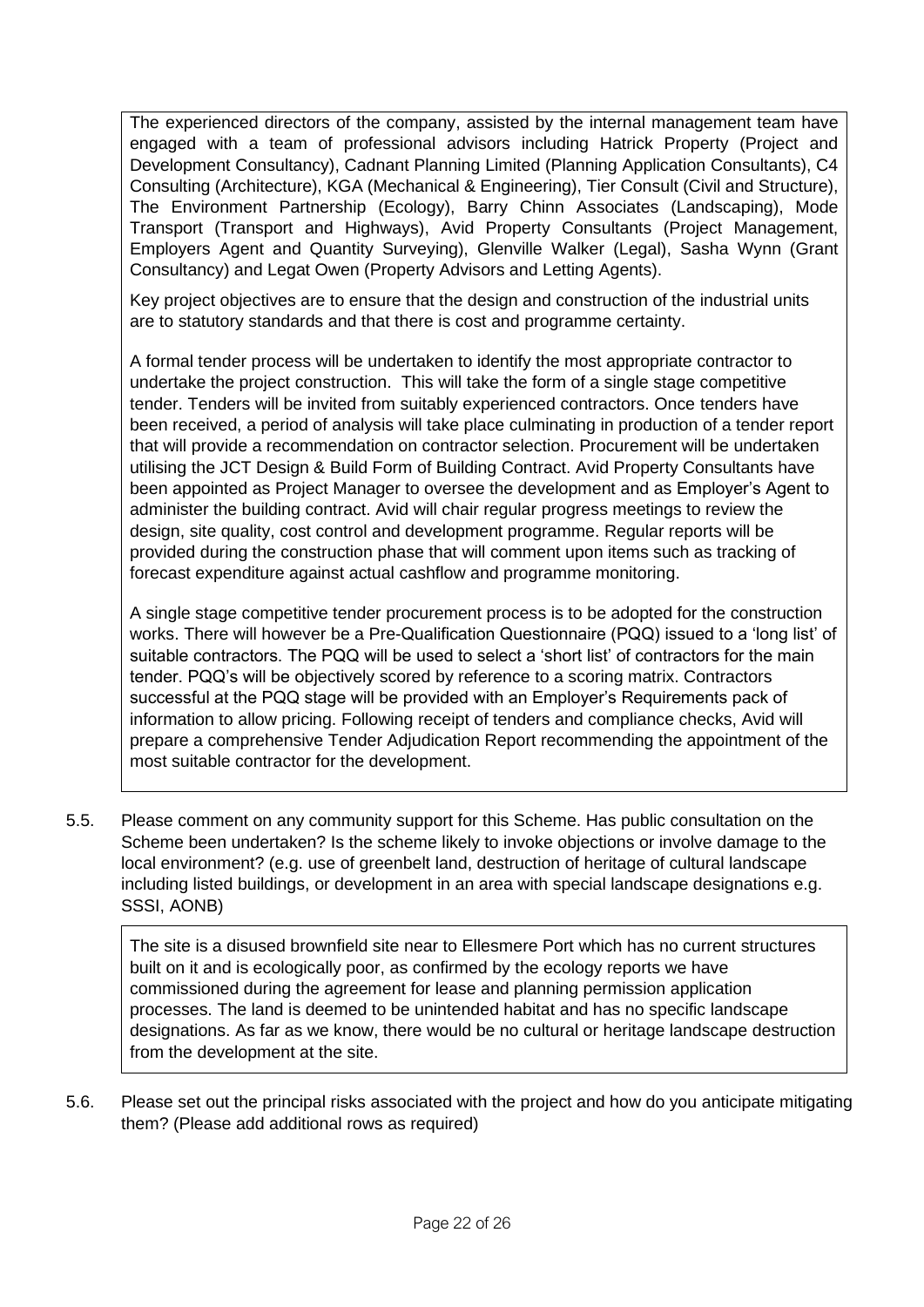The experienced directors of the company, assisted by the internal management team have engaged with a team of professional advisors including Hatrick Property (Project and Development Consultancy), Cadnant Planning Limited (Planning Application Consultants), C4 Consulting (Architecture), KGA (Mechanical & Engineering), Tier Consult (Civil and Structure), The Environment Partnership (Ecology), Barry Chinn Associates (Landscaping), Mode Transport (Transport and Highways), Avid Property Consultants (Project Management, Employers Agent and Quantity Surveying), Glenville Walker (Legal), Sasha Wynn (Grant Consultancy) and Legat Owen (Property Advisors and Letting Agents).

Key project objectives are to ensure that the design and construction of the industrial units are to statutory standards and that there is cost and programme certainty.

A formal tender process will be undertaken to identify the most appropriate contractor to undertake the project construction. This will take the form of a single stage competitive tender. Tenders will be invited from suitably experienced contractors. Once tenders have been received, a period of analysis will take place culminating in production of a tender report that will provide a recommendation on contractor selection. Procurement will be undertaken utilising the JCT Design & Build Form of Building Contract. Avid Property Consultants have been appointed as Project Manager to oversee the development and as Employer's Agent to administer the building contract. Avid will chair regular progress meetings to review the design, site quality, cost control and development programme. Regular reports will be provided during the construction phase that will comment upon items such as tracking of forecast expenditure against actual cashflow and programme monitoring.

A single stage competitive tender procurement process is to be adopted for the construction works. There will however be a Pre-Qualification Questionnaire (PQQ) issued to a 'long list' of suitable contractors. The PQQ will be used to select a 'short list' of contractors for the main tender. PQQ's will be objectively scored by reference to a scoring matrix. Contractors successful at the PQQ stage will be provided with an Employer's Requirements pack of information to allow pricing. Following receipt of tenders and compliance checks, Avid will prepare a comprehensive Tender Adjudication Report recommending the appointment of the most suitable contractor for the development.

5.5. Please comment on any community support for this Scheme. Has public consultation on the Scheme been undertaken? Is the scheme likely to invoke objections or involve damage to the local environment? (e.g. use of greenbelt land, destruction of heritage of cultural landscape including listed buildings, or development in an area with special landscape designations e.g. SSSI, AONB)

The site is a disused brownfield site near to Ellesmere Port which has no current structures built on it and is ecologically poor, as confirmed by the ecology reports we have commissioned during the agreement for lease and planning permission application processes. The land is deemed to be unintended habitat and has no specific landscape designations. As far as we know, there would be no cultural or heritage landscape destruction from the development at the site.

5.6. Please set out the principal risks associated with the project and how do you anticipate mitigating them? (Please add additional rows as required)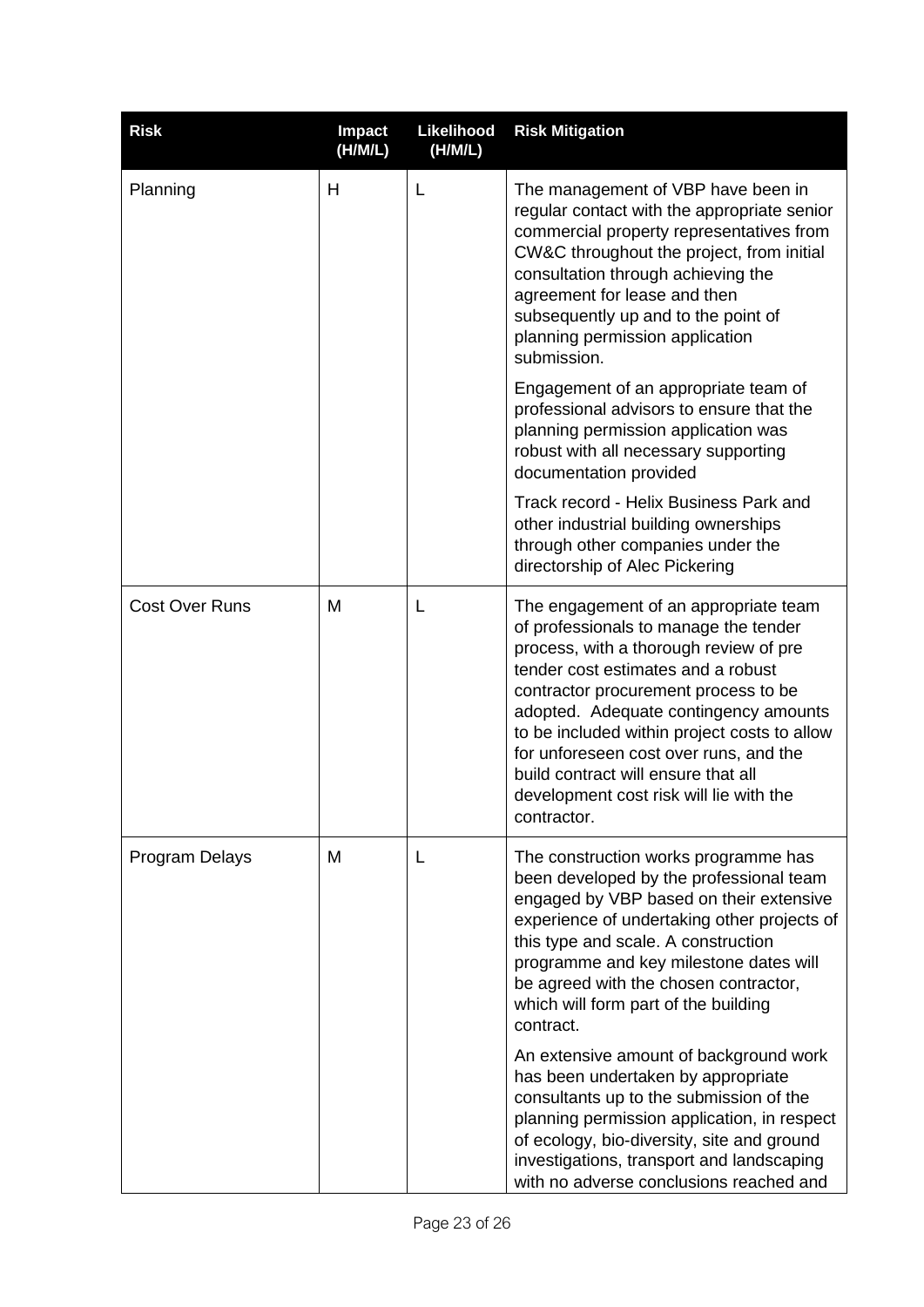| Risk | Impact (H/M/L) | Likelihood (H/M/L) | Risk Mitigation |
|---|---|---|---|
| Planning | H | L | The management of VBP have been in regular contact with the appropriate senior commercial property representatives from CW&C throughout the project, from initial consultation through achieving the agreement for lease and then subsequently up and to the point of planning permission application submission.<br><br>Engagement of an appropriate team of professional advisors to ensure that the planning permission application was robust with all necessary supporting documentation provided<br><br>Track record - Helix Business Park and other industrial building ownerships through other companies under the directorship of Alec Pickering |
| Cost Over Runs | M | L | The engagement of an appropriate team of professionals to manage the tender process, with a thorough review of pre tender cost estimates and a robust contractor procurement process to be adopted. Adequate contingency amounts to be included within project costs to allow for unforeseen cost over runs, and the build contract will ensure that all development cost risk will lie with the contractor. |
| Program Delays | M | L | The construction works programme has been developed by the professional team engaged by VBP based on their extensive experience of undertaking other projects of this type and scale. A construction programme and key milestone dates will be agreed with the chosen contractor, which will form part of the building contract.<br><br>An extensive amount of background work has been undertaken by appropriate consultants up to the submission of the planning permission application, in respect of ecology, bio-diversity, site and ground investigations, transport and landscaping with no adverse conclusions reached and |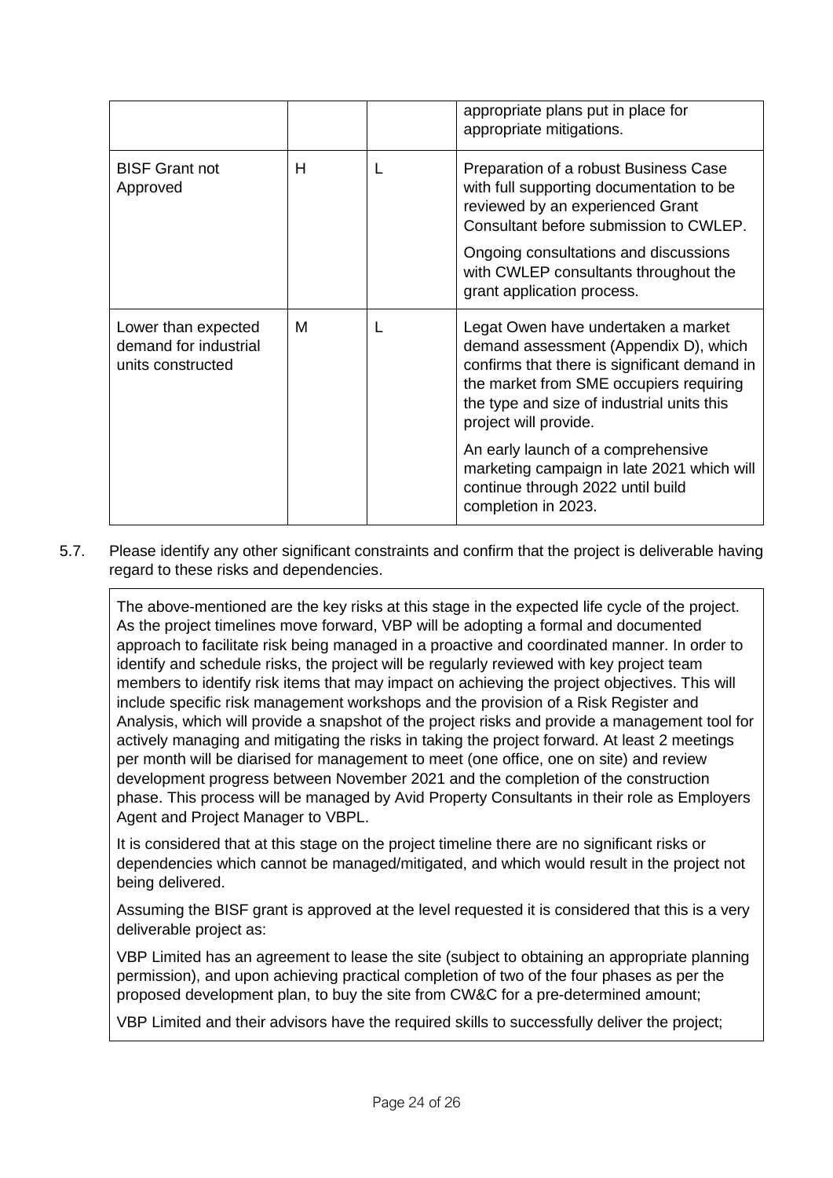| | | | |
|---|---|---|---|
| | | | appropriate plans put in place for appropriate mitigations. |
| BISF Grant not Approved | H | L | Preparation of a robust Business Case with full supporting documentation to be reviewed by an experienced Grant Consultant before submission to CWLEP.<br><br>Ongoing consultations and discussions with CWLEP consultants throughout the grant application process. |
| Lower than expected demand for industrial units constructed | M | L | Legat Owen have undertaken a market demand assessment (Appendix D), which confirms that there is significant demand in the market from SME occupiers requiring the type and size of industrial units this project will provide.<br><br>An early launch of a comprehensive marketing campaign in late 2021 which will continue through 2022 until build completion in 2023. |

5.7. Please identify any other significant constraints and confirm that the project is deliverable having regard to these risks and dependencies.

The above-mentioned are the key risks at this stage in the expected life cycle of the project. As the project timelines move forward, VBP will be adopting a formal and documented approach to facilitate risk being managed in a proactive and coordinated manner. In order to identify and schedule risks, the project will be regularly reviewed with key project team members to identify risk items that may impact on achieving the project objectives. This will include specific risk management workshops and the provision of a Risk Register and Analysis, which will provide a snapshot of the project risks and provide a management tool for actively managing and mitigating the risks in taking the project forward. At least 2 meetings per month will be diarised for management to meet (one office, one on site) and review development progress between November 2021 and the completion of the construction phase. This process will be managed by Avid Property Consultants in their role as Employers Agent and Project Manager to VBPL.

It is considered that at this stage on the project timeline there are no significant risks or dependencies which cannot be managed/mitigated, and which would result in the project not being delivered.

Assuming the BISF grant is approved at the level requested it is considered that this is a very deliverable project as:

VBP Limited has an agreement to lease the site (subject to obtaining an appropriate planning permission), and upon achieving practical completion of two of the four phases as per the proposed development plan, to buy the site from CW&C for a pre-determined amount;

VBP Limited and their advisors have the required skills to successfully deliver the project;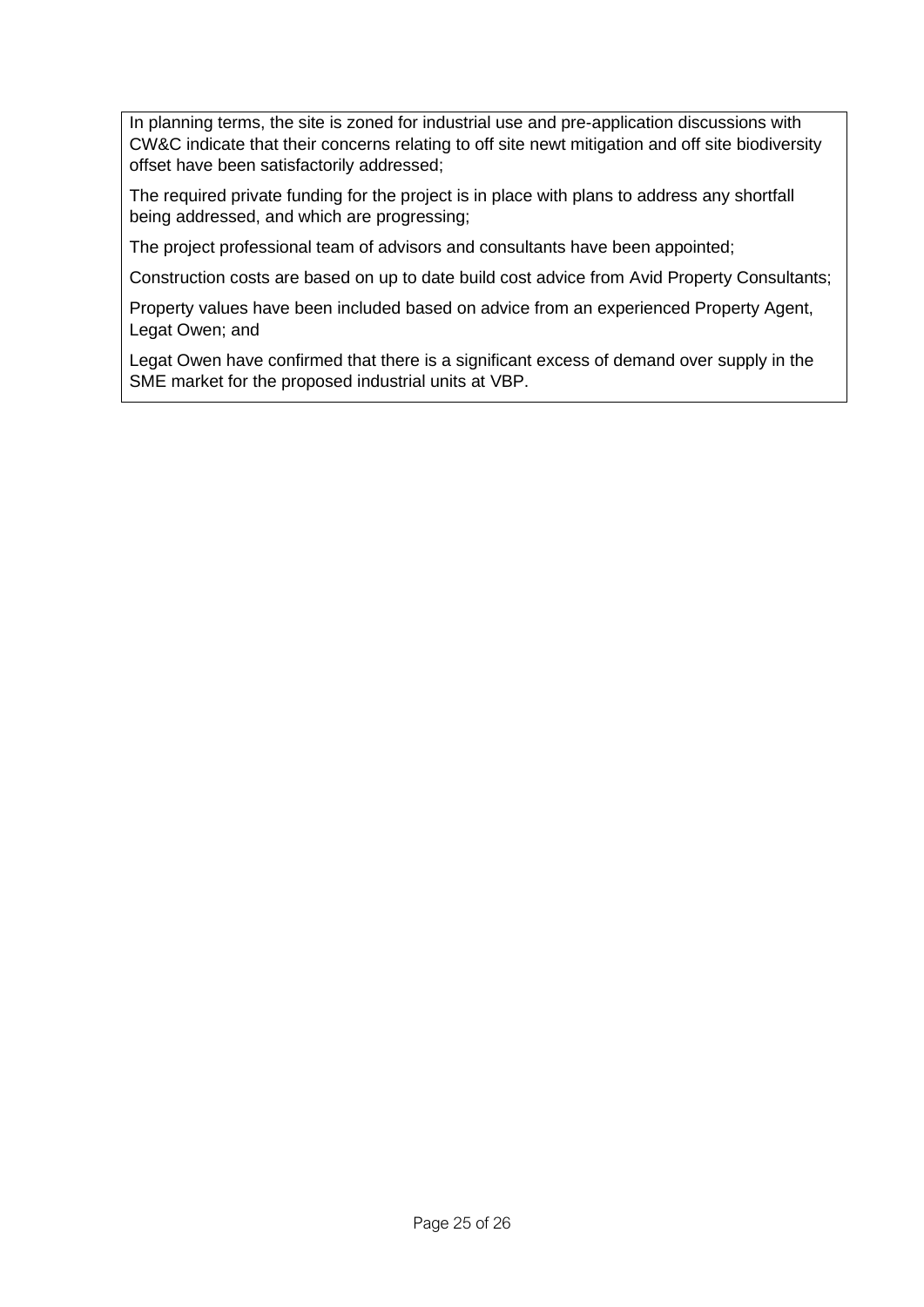In planning terms, the site is zoned for industrial use and pre-application discussions with CW&C indicate that their concerns relating to off site newt mitigation and off site biodiversity offset have been satisfactorily addressed;

The required private funding for the project is in place with plans to address any shortfall being addressed, and which are progressing;

The project professional team of advisors and consultants have been appointed;

Construction costs are based on up to date build cost advice from Avid Property Consultants;

Property values have been included based on advice from an experienced Property Agent, Legat Owen; and

Legat Owen have confirmed that there is a significant excess of demand over supply in the SME market for the proposed industrial units at VBP.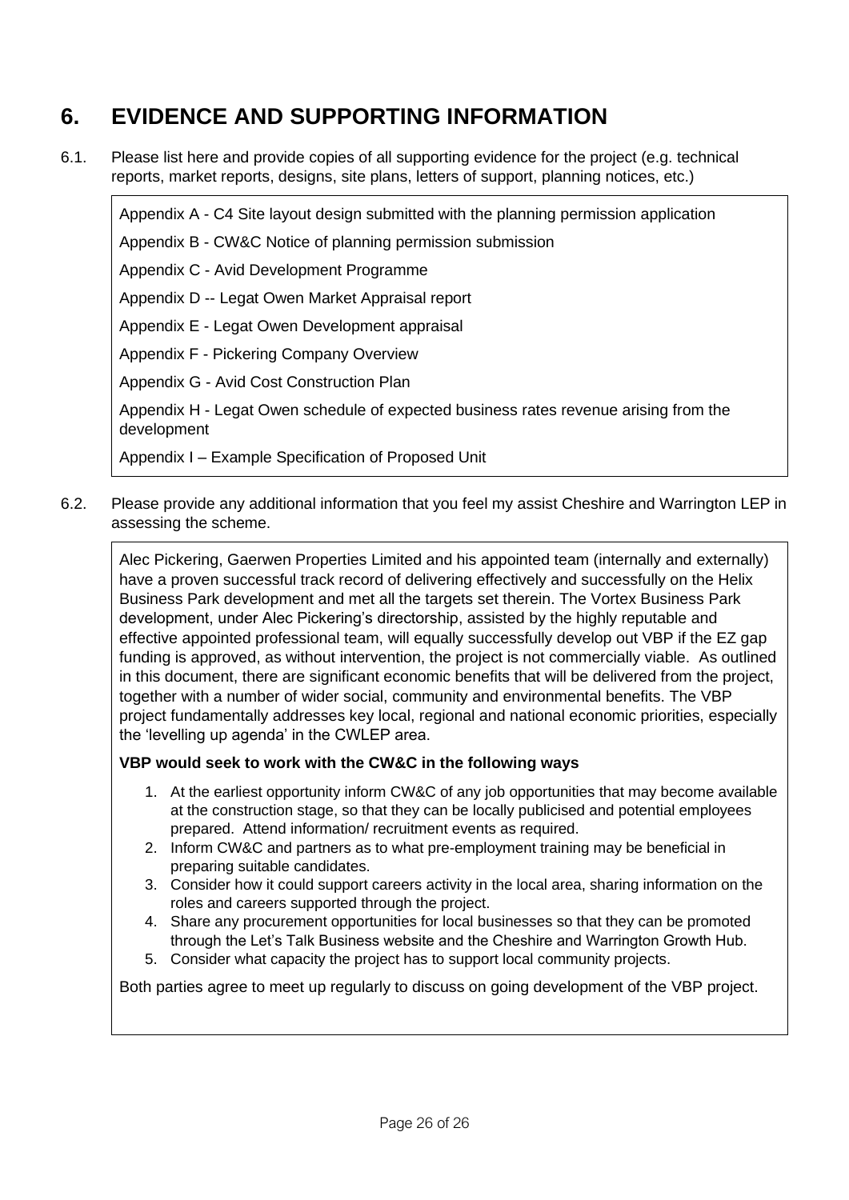# 6. EVIDENCE AND SUPPORTING INFORMATION

6.1. Please list here and provide copies of all supporting evidence for the project (e.g. technical reports, market reports, designs, site plans, letters of support, planning notices, etc.)

Appendix A - C4 Site layout design submitted with the planning permission application

Appendix B - CW&C Notice of planning permission submission

Appendix C - Avid Development Programme

Appendix D -- Legat Owen Market Appraisal report

Appendix E - Legat Owen Development appraisal

Appendix F - Pickering Company Overview

Appendix G - Avid Cost Construction Plan

Appendix H - Legat Owen schedule of expected business rates revenue arising from the development

Appendix I – Example Specification of Proposed Unit

6.2. Please provide any additional information that you feel my assist Cheshire and Warrington LEP in assessing the scheme.

Alec Pickering, Gaerwen Properties Limited and his appointed team (internally and externally) have a proven successful track record of delivering effectively and successfully on the Helix Business Park development and met all the targets set therein. The Vortex Business Park development, under Alec Pickering's directorship, assisted by the highly reputable and effective appointed professional team, will equally successfully develop out VBP if the EZ gap funding is approved, as without intervention, the project is not commercially viable. As outlined in this document, there are significant economic benefits that will be delivered from the project, together with a number of wider social, community and environmental benefits. The VBP project fundamentally addresses key local, regional and national economic priorities, especially the 'levelling up agenda' in the CWLEP area.

**VBP would seek to work with the CW&C in the following ways**

1. At the earliest opportunity inform CW&C of any job opportunities that may become available at the construction stage, so that they can be locally publicised and potential employees prepared. Attend information/ recruitment events as required.
2. Inform CW&C and partners as to what pre-employment training may be beneficial in preparing suitable candidates.
3. Consider how it could support careers activity in the local area, sharing information on the roles and careers supported through the project.
4. Share any procurement opportunities for local businesses so that they can be promoted through the Let's Talk Business website and the Cheshire and Warrington Growth Hub.
5. Consider what capacity the project has to support local community projects.

Both parties agree to meet up regularly to discuss on going development of the VBP project.